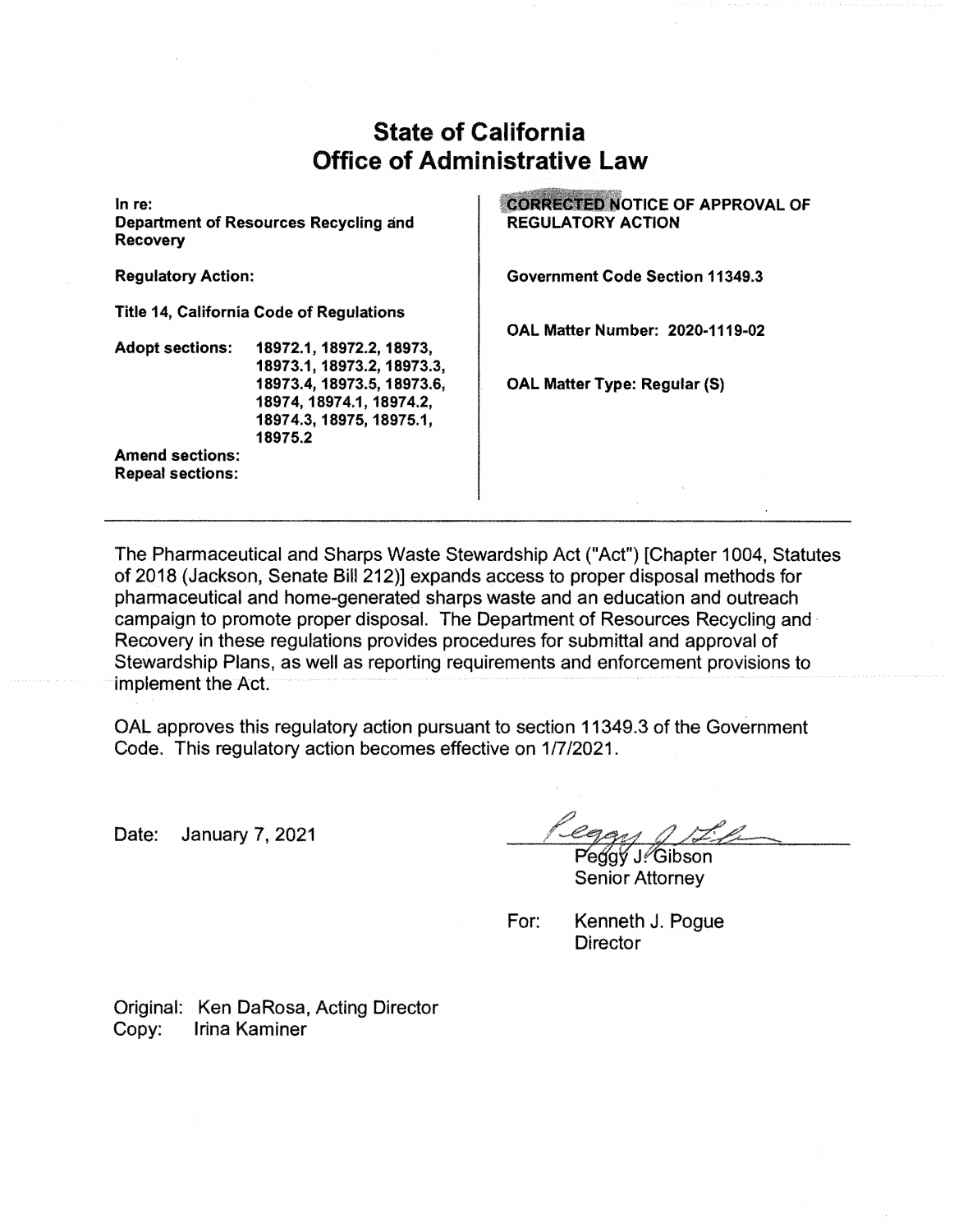# State of California
# Office of Administrative Law

**In re:**
**Department of Resources Recycling and Recovery**

**Regulatory Action:**

**Title 14, California Code of Regulations**

**Adopt sections:** 18972.1, 18972.2, 18973, 18973.1, 18973.2, 18973.3, 18973.4, 18973.5, 18973.6, 18974, 18974.1, 18974.2, 18974.3, 18975, 18975.1, 18975.2

**Amend sections:**

**Repeal sections:**

**CORRECTED NOTICE OF APPROVAL OF REGULATORY ACTION**

**Government Code Section 11349.3**

**OAL Matter Number: 2020-1119-02**

**OAL Matter Type: Regular (S)**

---

The Pharmaceutical and Sharps Waste Stewardship Act ("Act") [Chapter 1004, Statutes of 2018 (Jackson, Senate Bill 212)] expands access to proper disposal methods for pharmaceutical and home-generated sharps waste and an education and outreach campaign to promote proper disposal. The Department of Resources Recycling and Recovery in these regulations provides procedures for submittal and approval of Stewardship Plans, as well as reporting requirements and enforcement provisions to implement the Act.

OAL approves this regulatory action pursuant to section 11349.3 of the Government Code. This regulatory action becomes effective on 1/7/2021.

Date: January 7, 2021

Peggy J. Gibson
Senior Attorney

For: Kenneth J. Pogue
Director

Original: Ken DaRosa, Acting Director
Copy: Irina Kaminer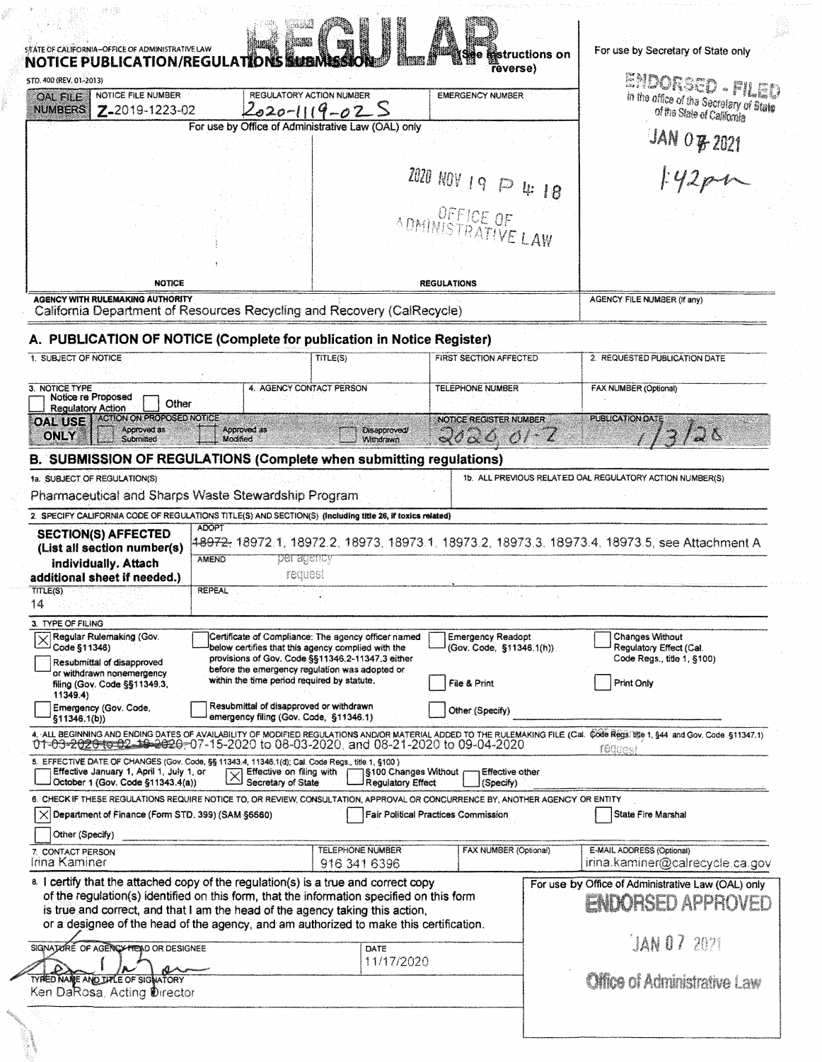STATE OF CALIFORNIA—OFFICE OF ADMINISTRATIVE LAW

# NOTICE PUBLICATION/REGULATIONS SUBMISSION

**REGULAR** (See instructions on reverse)

STD. 400 (REV. 01-2013)

For use by Secretary of State only

ENDORSED - FILED in the office of the Secretary of State of the State of California

JAN 07 2021

1:42pm

| OAL FILE NUMBERS | NOTICE FILE NUMBER | REGULATORY ACTION NUMBER | EMERGENCY NUMBER |
|---|---|---|---|
| | Z-2019-1223-02 | 2020-1119-02S | |

For use by Office of Administrative Law (OAL) only

2020 NOV 19 P 4:18

OFFICE OF ADMINISTRATIVE LAW

NOTICE | REGULATIONS

**AGENCY WITH RULEMAKING AUTHORITY**
California Department of Resources Recycling and Recovery (CalRecycle)

AGENCY FILE NUMBER (If any)

## A. PUBLICATION OF NOTICE (Complete for publication in Notice Register)

| 1. SUBJECT OF NOTICE | TITLE(S) | FIRST SECTION AFFECTED | 2. REQUESTED PUBLICATION DATE |
|---|---|---|---|
| | | | |

| 3. NOTICE TYPE | 4. AGENCY CONTACT PERSON | TELEPHONE NUMBER | FAX NUMBER (Optional) |
|---|---|---|---|
| ☐ Notice re Proposed Regulatory Action ☐ Other | | | |

| OAL USE ONLY | ACTION ON PROPOSED NOTICE: ☐ Approved as Submitted ☐ Approved as Modified ☐ Disapproved/Withdrawn | NOTICE REGISTER NUMBER: 2020, 01-Z | PUBLICATION DATE: 1/3/20 |
|---|---|---|---|

## B. SUBMISSION OF REGULATIONS (Complete when submitting regulations)

1a. SUBJECT OF REGULATION(S)
Pharmaceutical and Sharps Waste Stewardship Program

1b. ALL PREVIOUS RELATED OAL REGULATORY ACTION NUMBER(S)

2. SPECIFY CALIFORNIA CODE OF REGULATIONS TITLE(S) AND SECTION(S) (Including title 26, if toxics related)

**SECTION(S) AFFECTED (List all section number(s) individually. Attach additional sheet if needed.)**

ADOPT: ~~18972,~~ 18972.1, 18972.2, 18973, 18973.1, 18973.2, 18973.3, 18973.4, 18973.5, see Attachment A

AMEND: per agency request

TITLE(S): 14

REPEAL:

3. TYPE OF FILING

- ☒ Regular Rulemaking (Gov. Code §11346)
- ☐ Resubmittal of disapproved or withdrawn nonemergency filing (Gov. Code §§11349.3, 11349.4)
- ☐ Emergency (Gov. Code, §11346.1(b))
- ☐ Certificate of Compliance: The agency officer named below certifies that this agency complied with the provisions of Gov. Code §§11346.2-11347.3 either before the emergency regulation was adopted or within the time period required by statute.
- ☐ Resubmittal of disapproved or withdrawn emergency filing (Gov. Code, §11346.1)
- ☐ Emergency Readopt (Gov. Code, §11346.1(h))
- ☐ File & Print
- ☐ Other (Specify)
- ☐ Changes Without Regulatory Effect (Cal. Code Regs., title 1, §100)
- ☐ Print Only

4. ALL BEGINNING AND ENDING DATES OF AVAILABILITY OF MODIFIED REGULATIONS AND/OR MATERIAL ADDED TO THE RULEMAKING FILE (Cal. Code Regs. title 1, §44 and Gov. Code §11347.1)
~~01-03-2020 to 02-18-2020~~ 07-15-2020 to 08-03-2020, and 08-21-2020 to 09-04-2020 (per agency request)

5. EFFECTIVE DATE OF CHANGES (Gov. Code, §§ 11343.4, 11346.1(d); Cal. Code Regs., title 1, §100)

- ☐ Effective January 1, April 1, July 1, or October 1 (Gov. Code §11343.4(a))
- ☒ Effective on filing with Secretary of State
- ☐ §100 Changes Without Regulatory Effect
- ☐ Effective other (Specify)

6. CHECK IF THESE REGULATIONS REQUIRE NOTICE TO, OR REVIEW, CONSULTATION, APPROVAL OR CONCURRENCE BY, ANOTHER AGENCY OR ENTITY

- ☒ Department of Finance (Form STD. 399) (SAM §6660)
- ☐ Fair Political Practices Commission
- ☐ State Fire Marshal
- ☐ Other (Specify)

| 7. CONTACT PERSON | TELEPHONE NUMBER | FAX NUMBER (Optional) | E-MAIL ADDRESS (Optional) |
|---|---|---|---|
| Irina Kaminer | 916 341 6396 | | irina.kaminer@calrecycle.ca.gov |

8. I certify that the attached copy of the regulation(s) is a true and correct copy of the regulation(s) identified on this form, that the information specified on this form is true and correct, and that I am the head of the agency taking this action, or a designee of the head of the agency, and am authorized to make this certification.

SIGNATURE OF AGENCY HEAD OR DESIGNEE

DATE: 11/17/2020

TYPED NAME AND TITLE OF SIGNATORY
Ken DaRosa, Acting Director

For use by Office of Administrative Law (OAL) only

**ENDORSED APPROVED**

JAN 07 2021

Office of Administrative Law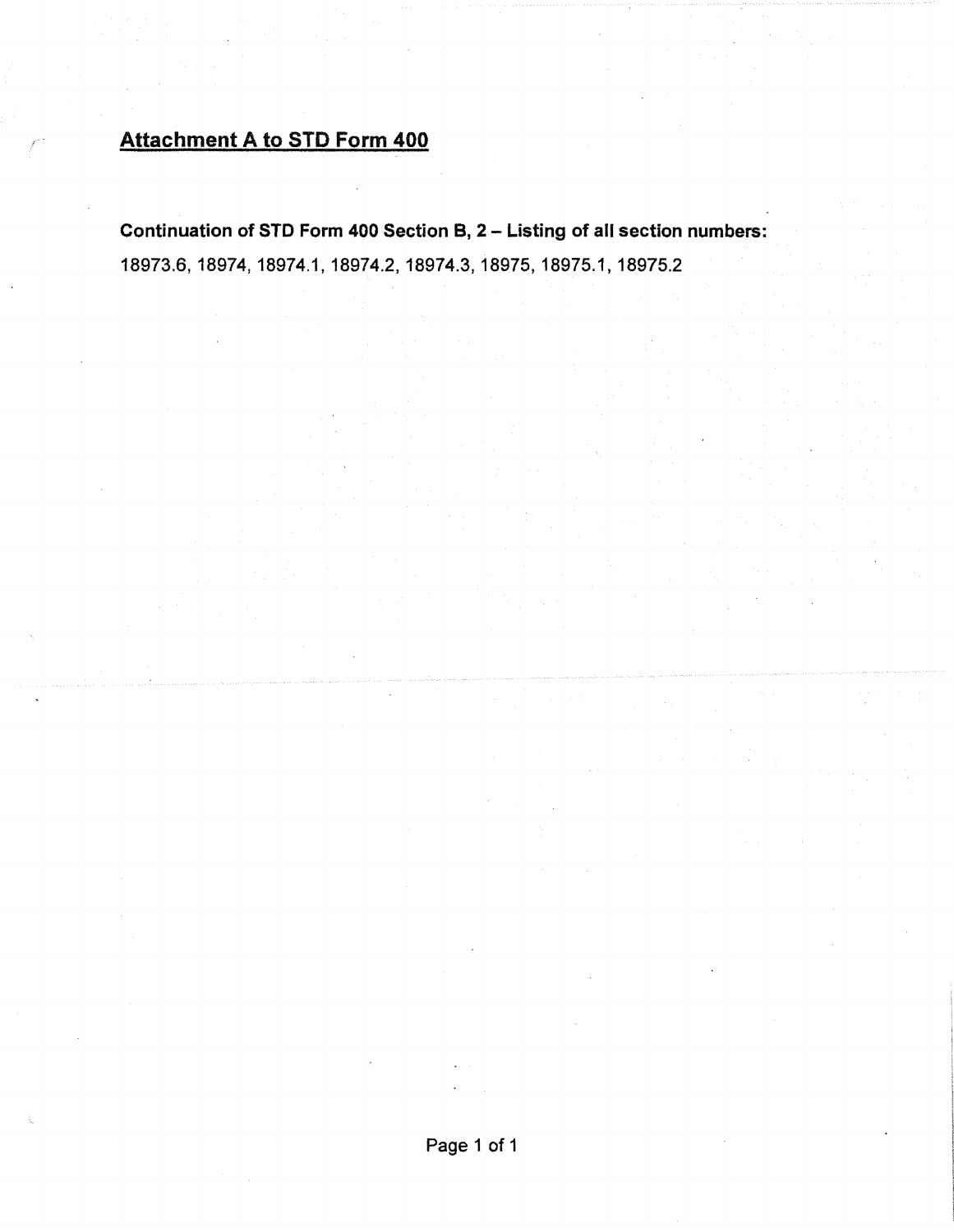## Attachment A to STD Form 400

**Continuation of STD Form 400 Section B, 2 – Listing of all section numbers:**

18973.6, 18974, 18974.1, 18974.2, 18974.3, 18975, 18975.1, 18975.2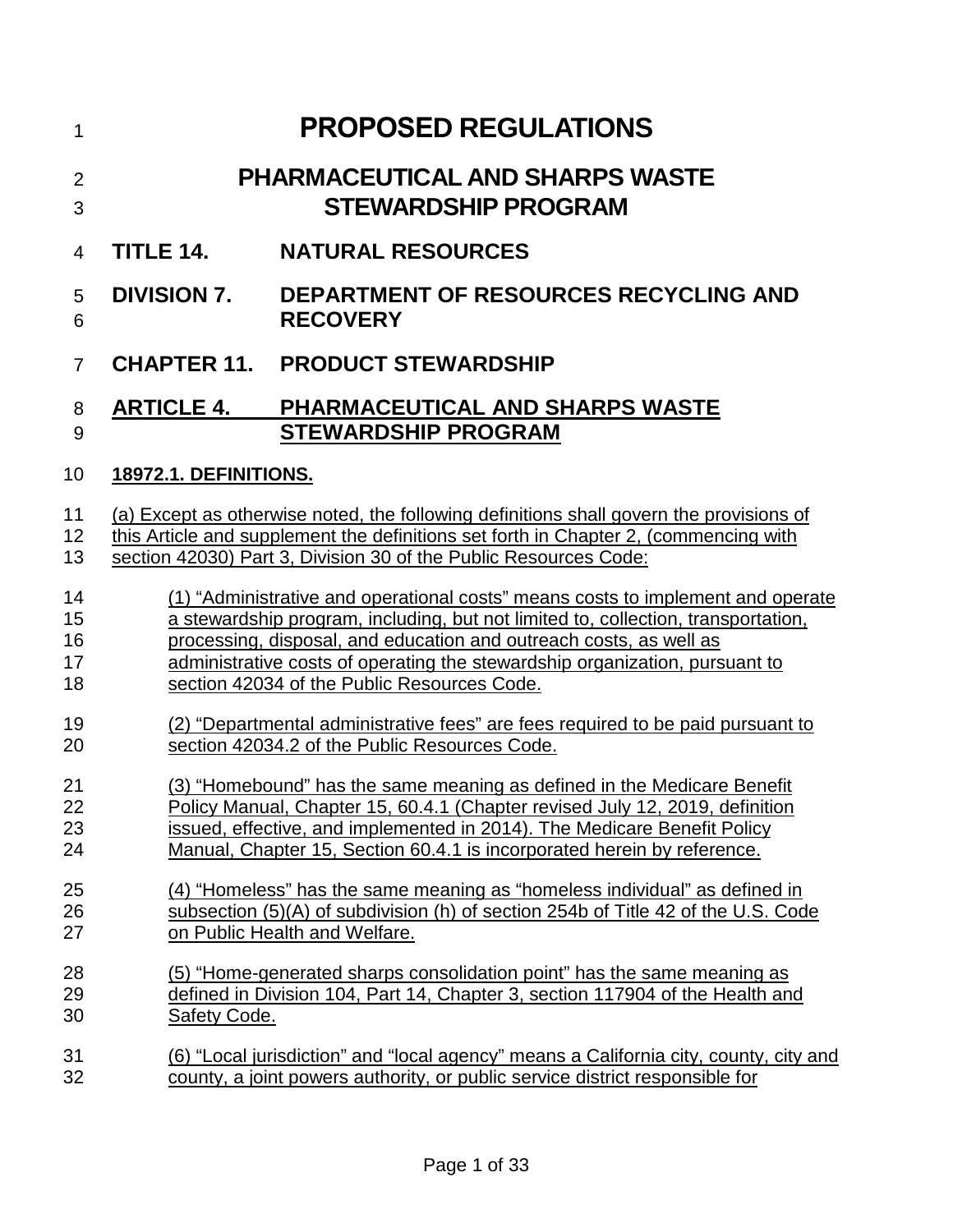# PROPOSED REGULATIONS

# PHARMACEUTICAL AND SHARPS WASTE STEWARDSHIP PROGRAM

## TITLE 14. NATURAL RESOURCES

## DIVISION 7. DEPARTMENT OF RESOURCES RECYCLING AND RECOVERY

## CHAPTER 11. PRODUCT STEWARDSHIP

## ARTICLE 4. PHARMACEUTICAL AND SHARPS WASTE STEWARDSHIP PROGRAM

### 18972.1. DEFINITIONS.

(a) Except as otherwise noted, the following definitions shall govern the provisions of this Article and supplement the definitions set forth in Chapter 2, (commencing with section 42030) Part 3, Division 30 of the Public Resources Code:

(1) "Administrative and operational costs" means costs to implement and operate a stewardship program, including, but not limited to, collection, transportation, processing, disposal, and education and outreach costs, as well as administrative costs of operating the stewardship organization, pursuant to section 42034 of the Public Resources Code.

(2) "Departmental administrative fees" are fees required to be paid pursuant to section 42034.2 of the Public Resources Code.

(3) "Homebound" has the same meaning as defined in the Medicare Benefit Policy Manual, Chapter 15, 60.4.1 (Chapter revised July 12, 2019, definition issued, effective, and implemented in 2014). The Medicare Benefit Policy Manual, Chapter 15, Section 60.4.1 is incorporated herein by reference.

(4) "Homeless" has the same meaning as "homeless individual" as defined in subsection (5)(A) of subdivision (h) of section 254b of Title 42 of the U.S. Code on Public Health and Welfare.

(5) "Home-generated sharps consolidation point" has the same meaning as defined in Division 104, Part 14, Chapter 3, section 117904 of the Health and Safety Code.

(6) "Local jurisdiction" and "local agency" means a California city, county, city and county, a joint powers authority, or public service district responsible for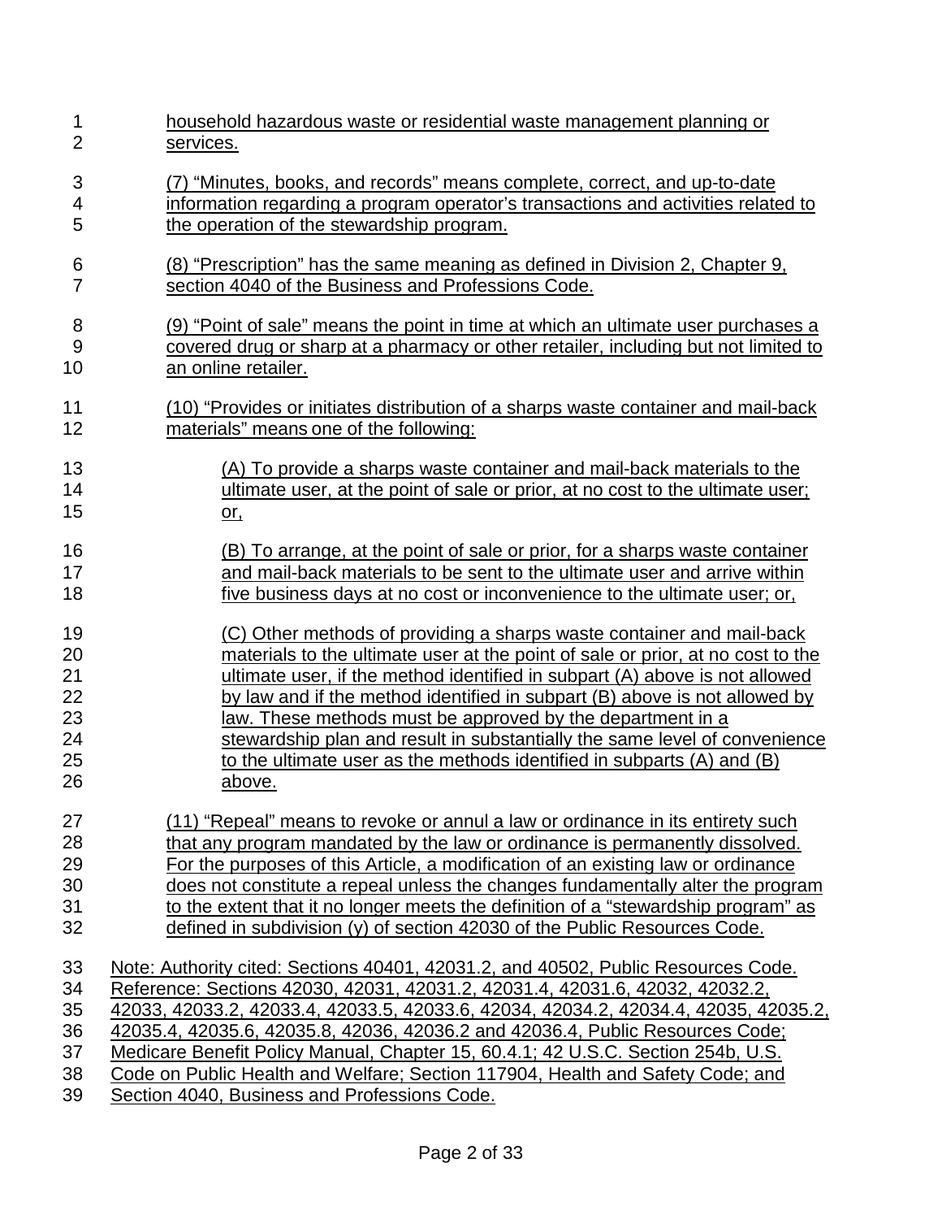household hazardous waste or residential waste management planning or services.

(7) “Minutes, books, and records” means complete, correct, and up-to-date information regarding a program operator’s transactions and activities related to the operation of the stewardship program.

(8) “Prescription” has the same meaning as defined in Division 2, Chapter 9, section 4040 of the Business and Professions Code.

(9) “Point of sale” means the point in time at which an ultimate user purchases a covered drug or sharp at a pharmacy or other retailer, including but not limited to an online retailer.

(10) “Provides or initiates distribution of a sharps waste container and mail-back materials” means one of the following:

(A) To provide a sharps waste container and mail-back materials to the ultimate user, at the point of sale or prior, at no cost to the ultimate user; or,

(B) To arrange, at the point of sale or prior, for a sharps waste container and mail-back materials to be sent to the ultimate user and arrive within five business days at no cost or inconvenience to the ultimate user; or,

(C) Other methods of providing a sharps waste container and mail-back materials to the ultimate user at the point of sale or prior, at no cost to the ultimate user, if the method identified in subpart (A) above is not allowed by law and if the method identified in subpart (B) above is not allowed by law. These methods must be approved by the department in a stewardship plan and result in substantially the same level of convenience to the ultimate user as the methods identified in subparts (A) and (B) above.

(11) “Repeal” means to revoke or annul a law or ordinance in its entirety such that any program mandated by the law or ordinance is permanently dissolved. For the purposes of this Article, a modification of an existing law or ordinance does not constitute a repeal unless the changes fundamentally alter the program to the extent that it no longer meets the definition of a “stewardship program” as defined in subdivision (y) of section 42030 of the Public Resources Code.

Note: Authority cited: Sections 40401, 42031.2, and 40502, Public Resources Code. Reference: Sections 42030, 42031, 42031.2, 42031.4, 42031.6, 42032, 42032.2, 42033, 42033.2, 42033.4, 42033.5, 42033.6, 42034, 42034.2, 42034.4, 42035, 42035.2, 42035.4, 42035.6, 42035.8, 42036, 42036.2 and 42036.4, Public Resources Code; Medicare Benefit Policy Manual, Chapter 15, 60.4.1; 42 U.S.C. Section 254b, U.S. Code on Public Health and Welfare; Section 117904, Health and Safety Code; and Section 4040, Business and Professions Code.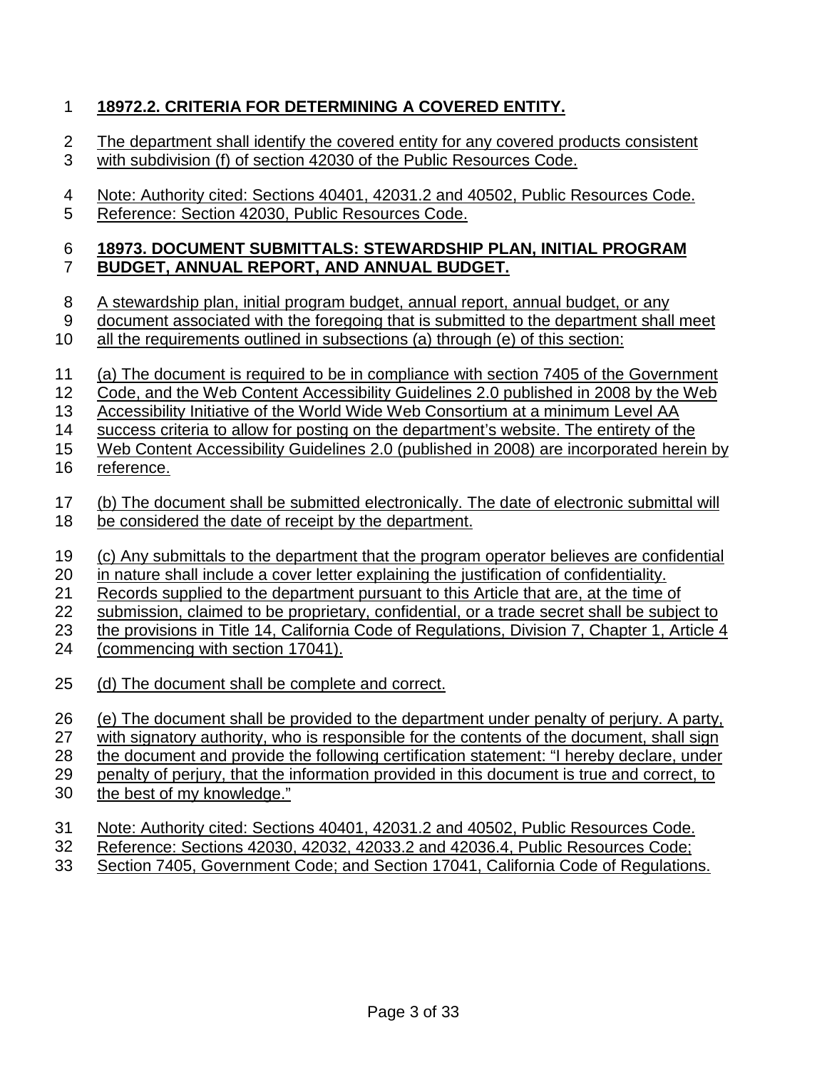## 18972.2. CRITERIA FOR DETERMINING A COVERED ENTITY.

The department shall identify the covered entity for any covered products consistent with subdivision (f) of section 42030 of the Public Resources Code.

Note: Authority cited: Sections 40401, 42031.2 and 40502, Public Resources Code. Reference: Section 42030, Public Resources Code.

## 18973. DOCUMENT SUBMITTALS: STEWARDSHIP PLAN, INITIAL PROGRAM BUDGET, ANNUAL REPORT, AND ANNUAL BUDGET.

A stewardship plan, initial program budget, annual report, annual budget, or any document associated with the foregoing that is submitted to the department shall meet all the requirements outlined in subsections (a) through (e) of this section:

(a) The document is required to be in compliance with section 7405 of the Government Code, and the Web Content Accessibility Guidelines 2.0 published in 2008 by the Web Accessibility Initiative of the World Wide Web Consortium at a minimum Level AA success criteria to allow for posting on the department's website. The entirety of the Web Content Accessibility Guidelines 2.0 (published in 2008) are incorporated herein by reference.

(b) The document shall be submitted electronically. The date of electronic submittal will be considered the date of receipt by the department.

(c) Any submittals to the department that the program operator believes are confidential in nature shall include a cover letter explaining the justification of confidentiality. Records supplied to the department pursuant to this Article that are, at the time of submission, claimed to be proprietary, confidential, or a trade secret shall be subject to the provisions in Title 14, California Code of Regulations, Division 7, Chapter 1, Article 4 (commencing with section 17041).

(d) The document shall be complete and correct.

(e) The document shall be provided to the department under penalty of perjury. A party, with signatory authority, who is responsible for the contents of the document, shall sign the document and provide the following certification statement: "I hereby declare, under penalty of perjury, that the information provided in this document is true and correct, to the best of my knowledge."

Note: Authority cited: Sections 40401, 42031.2 and 40502, Public Resources Code. Reference: Sections 42030, 42032, 42033.2 and 42036.4, Public Resources Code; Section 7405, Government Code; and Section 17041, California Code of Regulations.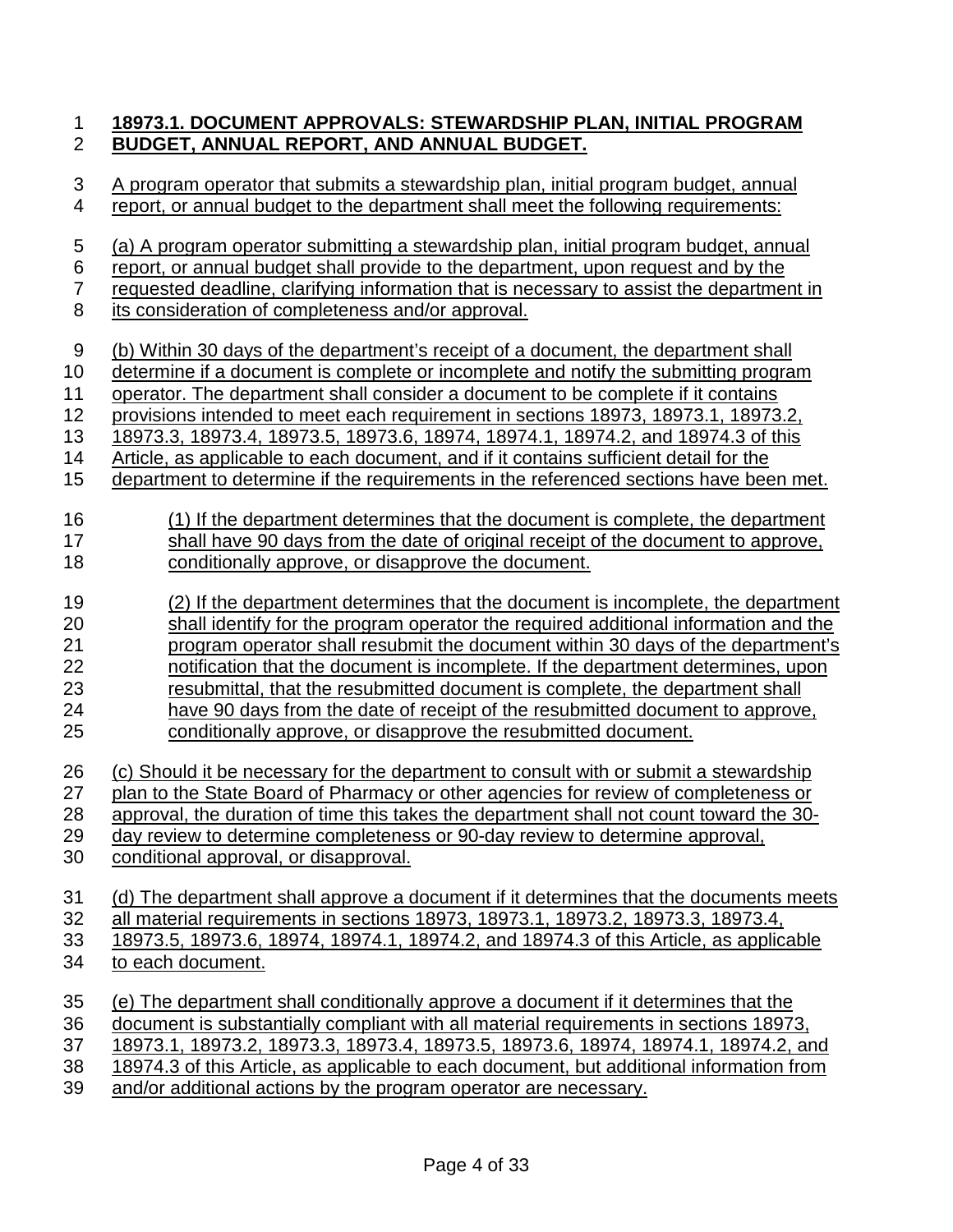**18973.1. DOCUMENT APPROVALS: STEWARDSHIP PLAN, INITIAL PROGRAM BUDGET, ANNUAL REPORT, AND ANNUAL BUDGET.**

A program operator that submits a stewardship plan, initial program budget, annual report, or annual budget to the department shall meet the following requirements:

(a) A program operator submitting a stewardship plan, initial program budget, annual report, or annual budget shall provide to the department, upon request and by the requested deadline, clarifying information that is necessary to assist the department in its consideration of completeness and/or approval.

(b) Within 30 days of the department's receipt of a document, the department shall determine if a document is complete or incomplete and notify the submitting program operator. The department shall consider a document to be complete if it contains provisions intended to meet each requirement in sections 18973, 18973.1, 18973.2, 18973.3, 18973.4, 18973.5, 18973.6, 18974, 18974.1, 18974.2, and 18974.3 of this Article, as applicable to each document, and if it contains sufficient detail for the department to determine if the requirements in the referenced sections have been met.

(1) If the department determines that the document is complete, the department shall have 90 days from the date of original receipt of the document to approve, conditionally approve, or disapprove the document.

(2) If the department determines that the document is incomplete, the department shall identify for the program operator the required additional information and the program operator shall resubmit the document within 30 days of the department's notification that the document is incomplete. If the department determines, upon resubmittal, that the resubmitted document is complete, the department shall have 90 days from the date of receipt of the resubmitted document to approve, conditionally approve, or disapprove the resubmitted document.

(c) Should it be necessary for the department to consult with or submit a stewardship plan to the State Board of Pharmacy or other agencies for review of completeness or approval, the duration of time this takes the department shall not count toward the 30-day review to determine completeness or 90-day review to determine approval, conditional approval, or disapproval.

(d) The department shall approve a document if it determines that the documents meets all material requirements in sections 18973, 18973.1, 18973.2, 18973.3, 18973.4, 18973.5, 18973.6, 18974, 18974.1, 18974.2, and 18974.3 of this Article, as applicable to each document.

(e) The department shall conditionally approve a document if it determines that the document is substantially compliant with all material requirements in sections 18973, 18973.1, 18973.2, 18973.3, 18973.4, 18973.5, 18973.6, 18974, 18974.1, 18974.2, and 18974.3 of this Article, as applicable to each document, but additional information from and/or additional actions by the program operator are necessary.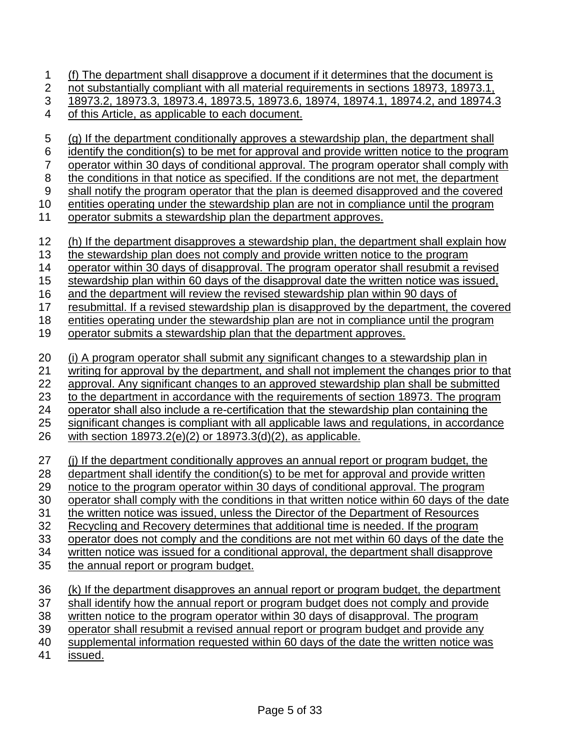(f) The department shall disapprove a document if it determines that the document is not substantially compliant with all material requirements in sections 18973, 18973.1, 18973.2, 18973.3, 18973.4, 18973.5, 18973.6, 18974, 18974.1, 18974.2, and 18974.3 of this Article, as applicable to each document.

(g) If the department conditionally approves a stewardship plan, the department shall identify the condition(s) to be met for approval and provide written notice to the program operator within 30 days of conditional approval. The program operator shall comply with the conditions in that notice as specified. If the conditions are not met, the department shall notify the program operator that the plan is deemed disapproved and the covered entities operating under the stewardship plan are not in compliance until the program operator submits a stewardship plan the department approves.

(h) If the department disapproves a stewardship plan, the department shall explain how the stewardship plan does not comply and provide written notice to the program operator within 30 days of disapproval. The program operator shall resubmit a revised stewardship plan within 60 days of the disapproval date the written notice was issued, and the department will review the revised stewardship plan within 90 days of resubmittal. If a revised stewardship plan is disapproved by the department, the covered entities operating under the stewardship plan are not in compliance until the program operator submits a stewardship plan that the department approves.

(i) A program operator shall submit any significant changes to a stewardship plan in writing for approval by the department, and shall not implement the changes prior to that approval. Any significant changes to an approved stewardship plan shall be submitted to the department in accordance with the requirements of section 18973. The program operator shall also include a re-certification that the stewardship plan containing the significant changes is compliant with all applicable laws and regulations, in accordance with section 18973.2(e)(2) or 18973.3(d)(2), as applicable.

(j) If the department conditionally approves an annual report or program budget, the department shall identify the condition(s) to be met for approval and provide written notice to the program operator within 30 days of conditional approval. The program operator shall comply with the conditions in that written notice within 60 days of the date the written notice was issued, unless the Director of the Department of Resources Recycling and Recovery determines that additional time is needed. If the program operator does not comply and the conditions are not met within 60 days of the date the written notice was issued for a conditional approval, the department shall disapprove the annual report or program budget.

(k) If the department disapproves an annual report or program budget, the department shall identify how the annual report or program budget does not comply and provide written notice to the program operator within 30 days of disapproval. The program operator shall resubmit a revised annual report or program budget and provide any supplemental information requested within 60 days of the date the written notice was issued.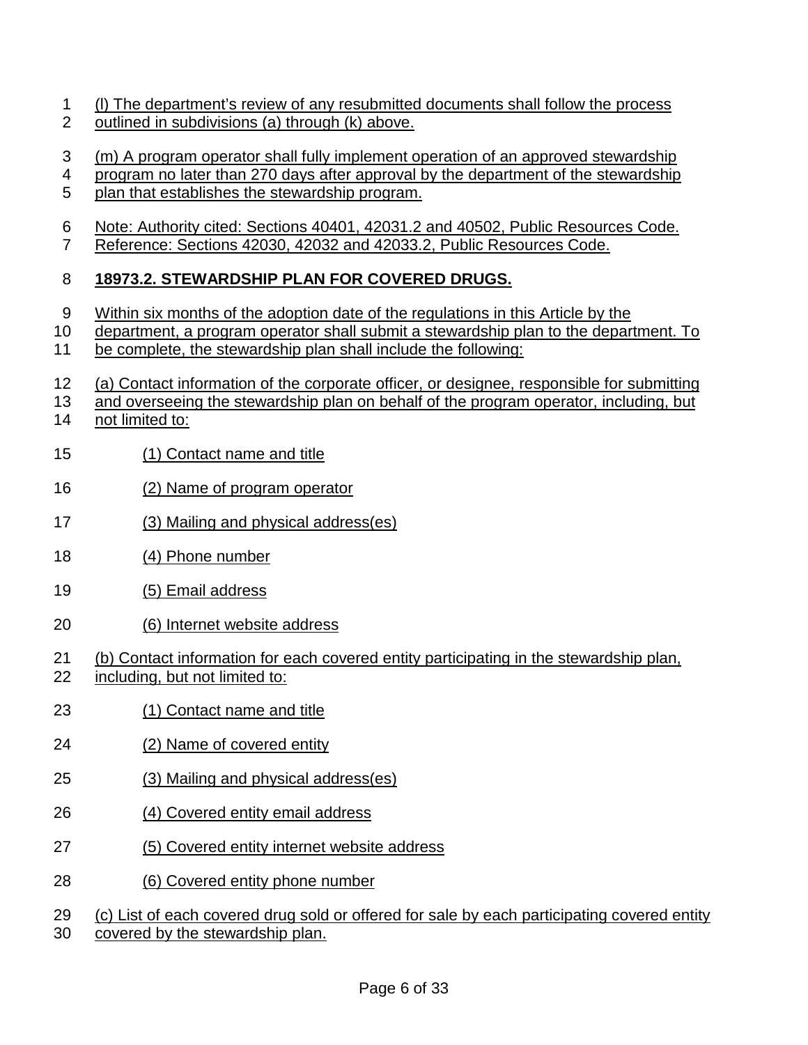(l) The department's review of any resubmitted documents shall follow the process outlined in subdivisions (a) through (k) above.

(m) A program operator shall fully implement operation of an approved stewardship program no later than 270 days after approval by the department of the stewardship plan that establishes the stewardship program.

Note: Authority cited: Sections 40401, 42031.2 and 40502, Public Resources Code. Reference: Sections 42030, 42032 and 42033.2, Public Resources Code.

## 18973.2. STEWARDSHIP PLAN FOR COVERED DRUGS.

Within six months of the adoption date of the regulations in this Article by the department, a program operator shall submit a stewardship plan to the department. To be complete, the stewardship plan shall include the following:

(a) Contact information of the corporate officer, or designee, responsible for submitting and overseeing the stewardship plan on behalf of the program operator, including, but not limited to:

- (1) Contact name and title
- (2) Name of program operator
- (3) Mailing and physical address(es)
- (4) Phone number
- (5) Email address
- (6) Internet website address

(b) Contact information for each covered entity participating in the stewardship plan, including, but not limited to:

- (1) Contact name and title
- (2) Name of covered entity
- (3) Mailing and physical address(es)
- (4) Covered entity email address
- (5) Covered entity internet website address
- (6) Covered entity phone number

(c) List of each covered drug sold or offered for sale by each participating covered entity covered by the stewardship plan.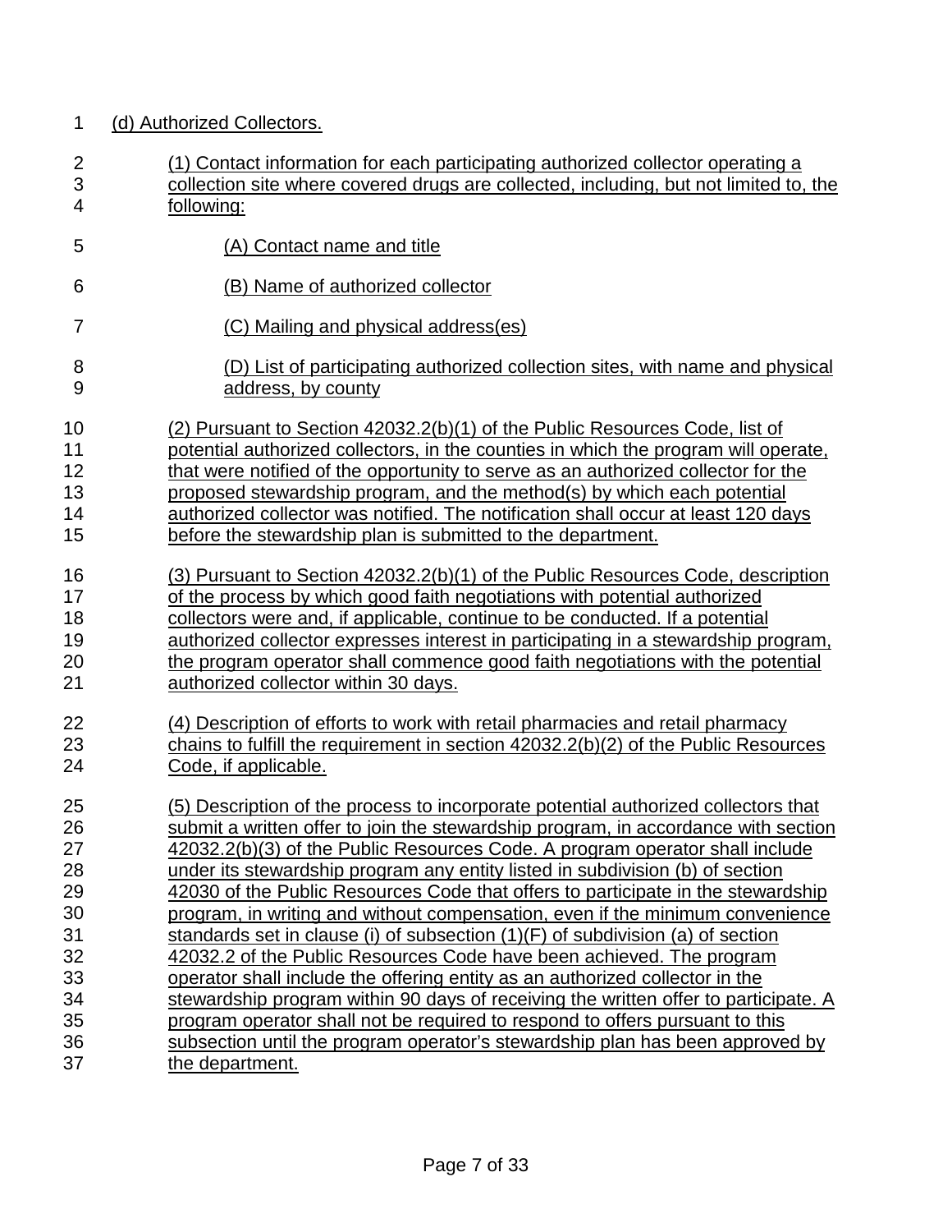(d) Authorized Collectors.

(1) Contact information for each participating authorized collector operating a collection site where covered drugs are collected, including, but not limited to, the following:

(A) Contact name and title

(B) Name of authorized collector

(C) Mailing and physical address(es)

(D) List of participating authorized collection sites, with name and physical address, by county

(2) Pursuant to Section 42032.2(b)(1) of the Public Resources Code, list of potential authorized collectors, in the counties in which the program will operate, that were notified of the opportunity to serve as an authorized collector for the proposed stewardship program, and the method(s) by which each potential authorized collector was notified. The notification shall occur at least 120 days before the stewardship plan is submitted to the department.

(3) Pursuant to Section 42032.2(b)(1) of the Public Resources Code, description of the process by which good faith negotiations with potential authorized collectors were and, if applicable, continue to be conducted. If a potential authorized collector expresses interest in participating in a stewardship program, the program operator shall commence good faith negotiations with the potential authorized collector within 30 days.

(4) Description of efforts to work with retail pharmacies and retail pharmacy chains to fulfill the requirement in section 42032.2(b)(2) of the Public Resources Code, if applicable.

(5) Description of the process to incorporate potential authorized collectors that submit a written offer to join the stewardship program, in accordance with section 42032.2(b)(3) of the Public Resources Code. A program operator shall include under its stewardship program any entity listed in subdivision (b) of section 42030 of the Public Resources Code that offers to participate in the stewardship program, in writing and without compensation, even if the minimum convenience standards set in clause (i) of subsection (1)(F) of subdivision (a) of section 42032.2 of the Public Resources Code have been achieved. The program operator shall include the offering entity as an authorized collector in the stewardship program within 90 days of receiving the written offer to participate. A program operator shall not be required to respond to offers pursuant to this subsection until the program operator's stewardship plan has been approved by the department.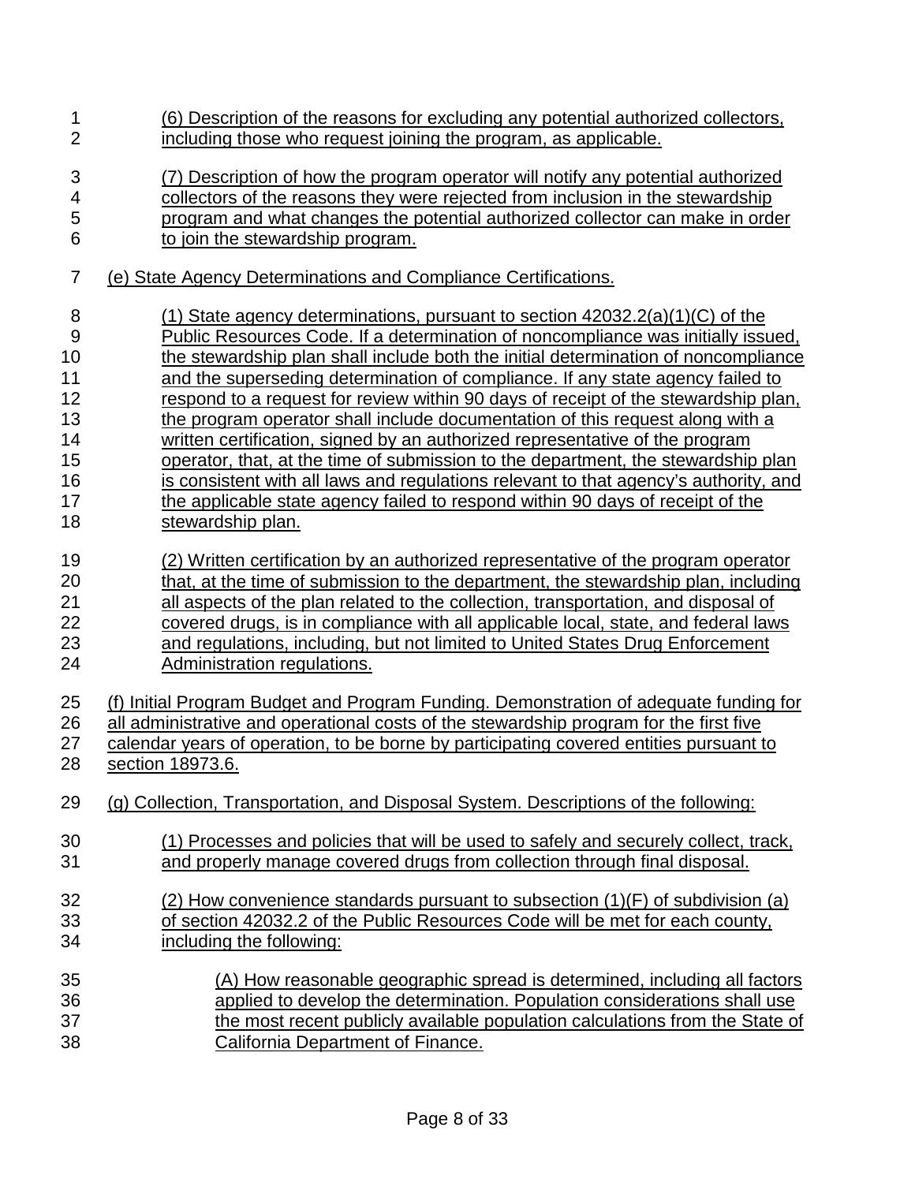(6) Description of the reasons for excluding any potential authorized collectors, including those who request joining the program, as applicable.

(7) Description of how the program operator will notify any potential authorized collectors of the reasons they were rejected from inclusion in the stewardship program and what changes the potential authorized collector can make in order to join the stewardship program.

(e) State Agency Determinations and Compliance Certifications.

(1) State agency determinations, pursuant to section 42032.2(a)(1)(C) of the Public Resources Code. If a determination of noncompliance was initially issued, the stewardship plan shall include both the initial determination of noncompliance and the superseding determination of compliance. If any state agency failed to respond to a request for review within 90 days of receipt of the stewardship plan, the program operator shall include documentation of this request along with a written certification, signed by an authorized representative of the program operator, that, at the time of submission to the department, the stewardship plan is consistent with all laws and regulations relevant to that agency's authority, and the applicable state agency failed to respond within 90 days of receipt of the stewardship plan.

(2) Written certification by an authorized representative of the program operator that, at the time of submission to the department, the stewardship plan, including all aspects of the plan related to the collection, transportation, and disposal of covered drugs, is in compliance with all applicable local, state, and federal laws and regulations, including, but not limited to United States Drug Enforcement Administration regulations.

(f) Initial Program Budget and Program Funding. Demonstration of adequate funding for all administrative and operational costs of the stewardship program for the first five calendar years of operation, to be borne by participating covered entities pursuant to section 18973.6.

(g) Collection, Transportation, and Disposal System. Descriptions of the following:

(1) Processes and policies that will be used to safely and securely collect, track, and properly manage covered drugs from collection through final disposal.

(2) How convenience standards pursuant to subsection (1)(F) of subdivision (a) of section 42032.2 of the Public Resources Code will be met for each county, including the following:

(A) How reasonable geographic spread is determined, including all factors applied to develop the determination. Population considerations shall use the most recent publicly available population calculations from the State of California Department of Finance.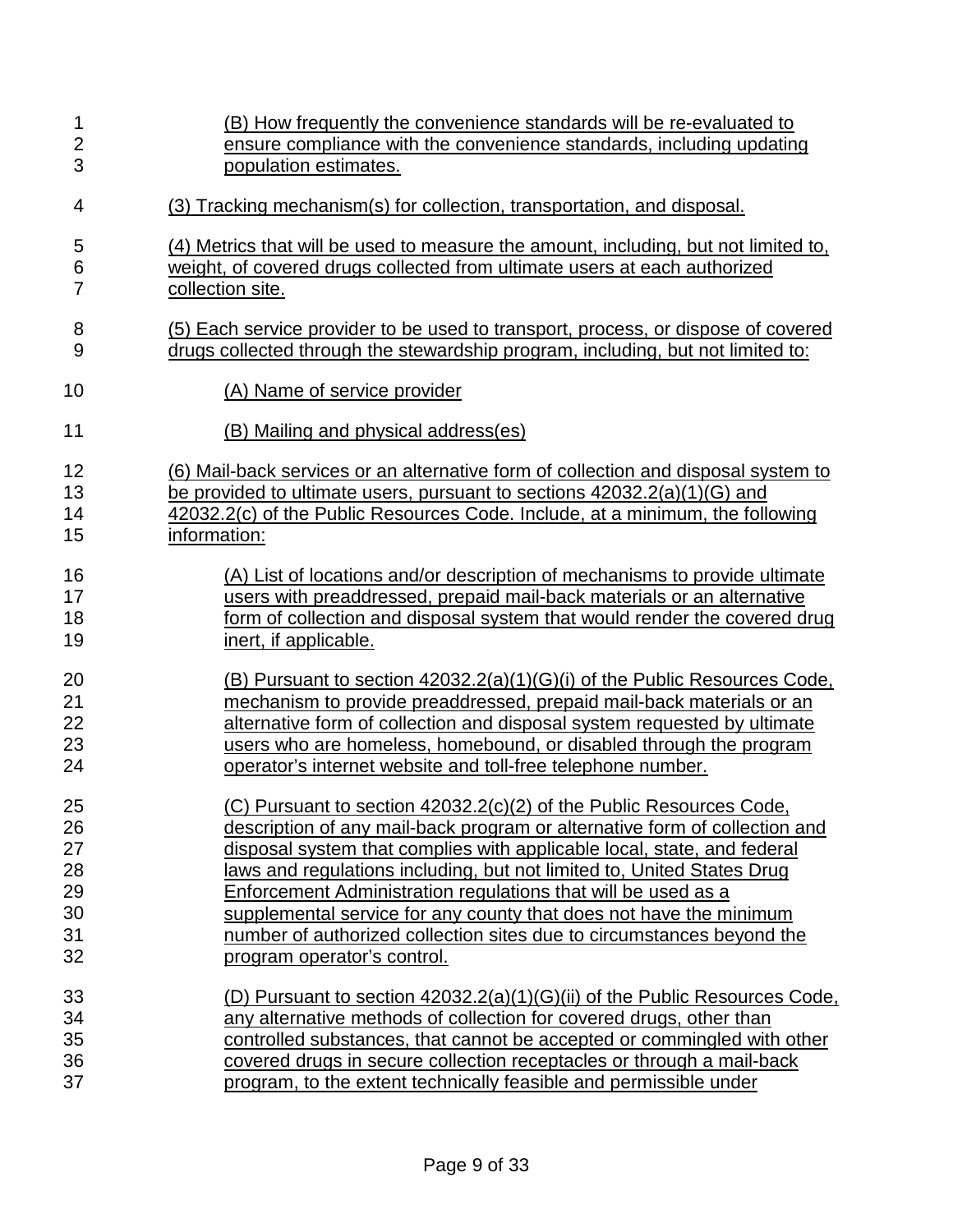(B) How frequently the convenience standards will be re-evaluated to ensure compliance with the convenience standards, including updating population estimates.

(3) Tracking mechanism(s) for collection, transportation, and disposal.

(4) Metrics that will be used to measure the amount, including, but not limited to, weight, of covered drugs collected from ultimate users at each authorized collection site.

(5) Each service provider to be used to transport, process, or dispose of covered drugs collected through the stewardship program, including, but not limited to:

(A) Name of service provider

(B) Mailing and physical address(es)

(6) Mail-back services or an alternative form of collection and disposal system to be provided to ultimate users, pursuant to sections 42032.2(a)(1)(G) and 42032.2(c) of the Public Resources Code. Include, at a minimum, the following information:

(A) List of locations and/or description of mechanisms to provide ultimate users with preaddressed, prepaid mail-back materials or an alternative form of collection and disposal system that would render the covered drug inert, if applicable.

(B) Pursuant to section 42032.2(a)(1)(G)(i) of the Public Resources Code, mechanism to provide preaddressed, prepaid mail-back materials or an alternative form of collection and disposal system requested by ultimate users who are homeless, homebound, or disabled through the program operator's internet website and toll-free telephone number.

(C) Pursuant to section 42032.2(c)(2) of the Public Resources Code, description of any mail-back program or alternative form of collection and disposal system that complies with applicable local, state, and federal laws and regulations including, but not limited to, United States Drug Enforcement Administration regulations that will be used as a supplemental service for any county that does not have the minimum number of authorized collection sites due to circumstances beyond the program operator's control.

(D) Pursuant to section 42032.2(a)(1)(G)(ii) of the Public Resources Code, any alternative methods of collection for covered drugs, other than controlled substances, that cannot be accepted or commingled with other covered drugs in secure collection receptacles or through a mail-back program, to the extent technically feasible and permissible under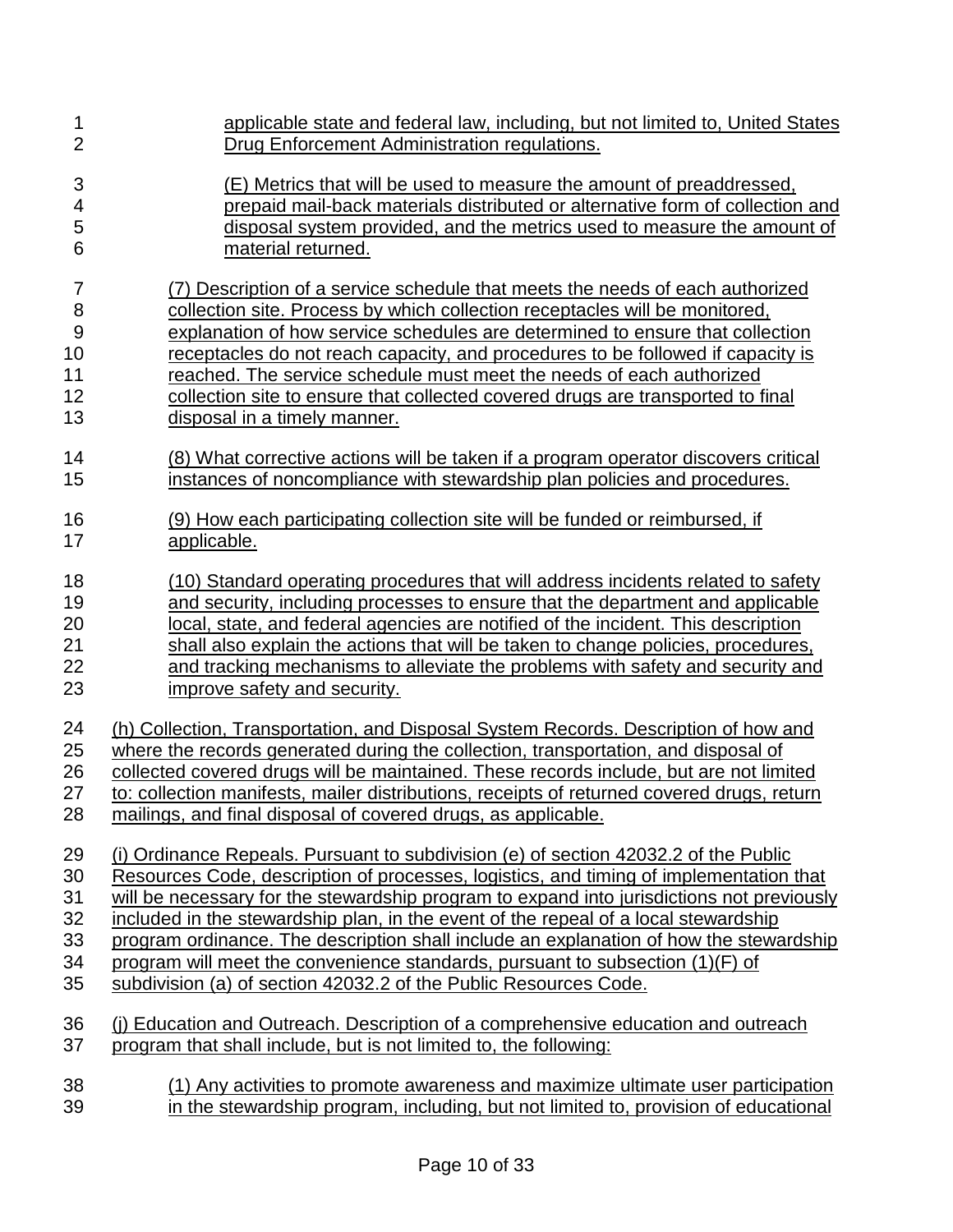applicable state and federal law, including, but not limited to, United States Drug Enforcement Administration regulations.

(E) Metrics that will be used to measure the amount of preaddressed, prepaid mail-back materials distributed or alternative form of collection and disposal system provided, and the metrics used to measure the amount of material returned.

(7) Description of a service schedule that meets the needs of each authorized collection site. Process by which collection receptacles will be monitored, explanation of how service schedules are determined to ensure that collection receptacles do not reach capacity, and procedures to be followed if capacity is reached. The service schedule must meet the needs of each authorized collection site to ensure that collected covered drugs are transported to final disposal in a timely manner.

(8) What corrective actions will be taken if a program operator discovers critical instances of noncompliance with stewardship plan policies and procedures.

(9) How each participating collection site will be funded or reimbursed, if applicable.

(10) Standard operating procedures that will address incidents related to safety and security, including processes to ensure that the department and applicable local, state, and federal agencies are notified of the incident. This description shall also explain the actions that will be taken to change policies, procedures, and tracking mechanisms to alleviate the problems with safety and security and improve safety and security.

(h) Collection, Transportation, and Disposal System Records. Description of how and where the records generated during the collection, transportation, and disposal of collected covered drugs will be maintained. These records include, but are not limited to: collection manifests, mailer distributions, receipts of returned covered drugs, return mailings, and final disposal of covered drugs, as applicable.

(i) Ordinance Repeals. Pursuant to subdivision (e) of section 42032.2 of the Public Resources Code, description of processes, logistics, and timing of implementation that will be necessary for the stewardship program to expand into jurisdictions not previously included in the stewardship plan, in the event of the repeal of a local stewardship program ordinance. The description shall include an explanation of how the stewardship program will meet the convenience standards, pursuant to subsection (1)(F) of subdivision (a) of section 42032.2 of the Public Resources Code.

(j) Education and Outreach. Description of a comprehensive education and outreach program that shall include, but is not limited to, the following:

(1) Any activities to promote awareness and maximize ultimate user participation in the stewardship program, including, but not limited to, provision of educational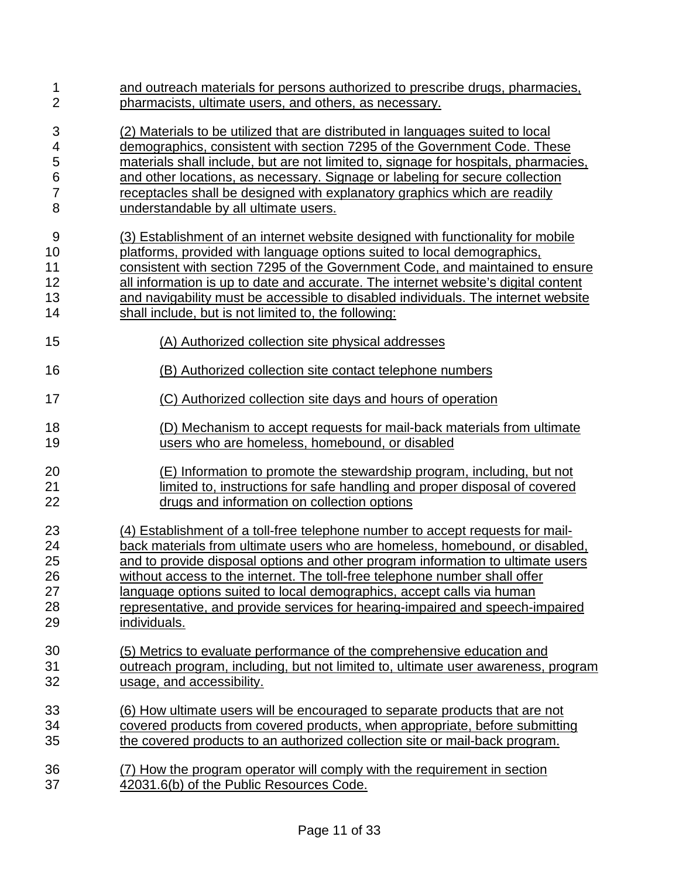and outreach materials for persons authorized to prescribe drugs, pharmacies, pharmacists, ultimate users, and others, as necessary.

(2) Materials to be utilized that are distributed in languages suited to local demographics, consistent with section 7295 of the Government Code. These materials shall include, but are not limited to, signage for hospitals, pharmacies, and other locations, as necessary. Signage or labeling for secure collection receptacles shall be designed with explanatory graphics which are readily understandable by all ultimate users.

(3) Establishment of an internet website designed with functionality for mobile platforms, provided with language options suited to local demographics, consistent with section 7295 of the Government Code, and maintained to ensure all information is up to date and accurate. The internet website's digital content and navigability must be accessible to disabled individuals. The internet website shall include, but is not limited to, the following:

(A) Authorized collection site physical addresses

(B) Authorized collection site contact telephone numbers

(C) Authorized collection site days and hours of operation

(D) Mechanism to accept requests for mail-back materials from ultimate users who are homeless, homebound, or disabled

(E) Information to promote the stewardship program, including, but not limited to, instructions for safe handling and proper disposal of covered drugs and information on collection options

(4) Establishment of a toll-free telephone number to accept requests for mail-back materials from ultimate users who are homeless, homebound, or disabled, and to provide disposal options and other program information to ultimate users without access to the internet. The toll-free telephone number shall offer language options suited to local demographics, accept calls via human representative, and provide services for hearing-impaired and speech-impaired individuals.

(5) Metrics to evaluate performance of the comprehensive education and outreach program, including, but not limited to, ultimate user awareness, program usage, and accessibility.

(6) How ultimate users will be encouraged to separate products that are not covered products from covered products, when appropriate, before submitting the covered products to an authorized collection site or mail-back program.

(7) How the program operator will comply with the requirement in section 42031.6(b) of the Public Resources Code.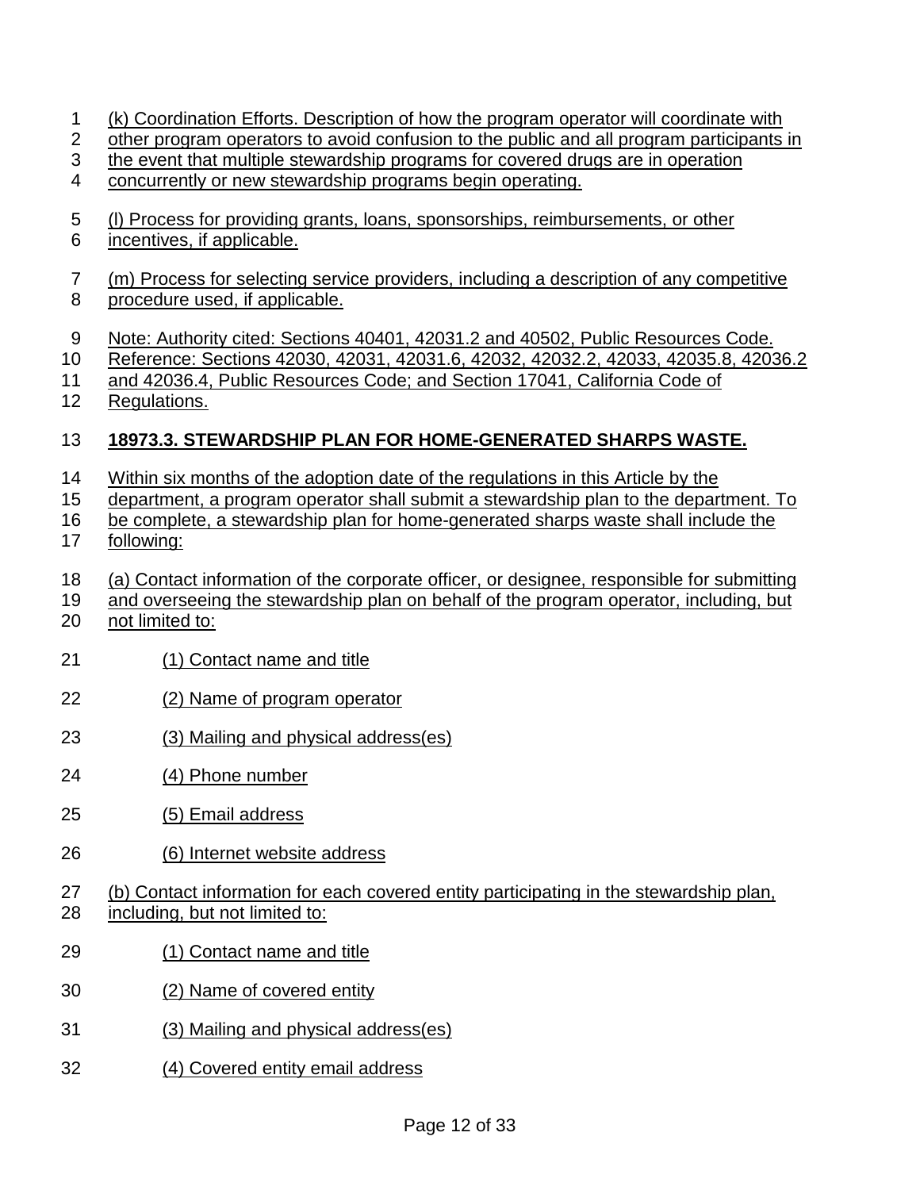(k) Coordination Efforts. Description of how the program operator will coordinate with other program operators to avoid confusion to the public and all program participants in the event that multiple stewardship programs for covered drugs are in operation concurrently or new stewardship programs begin operating.

(l) Process for providing grants, loans, sponsorships, reimbursements, or other incentives, if applicable.

(m) Process for selecting service providers, including a description of any competitive procedure used, if applicable.

Note: Authority cited: Sections 40401, 42031.2 and 40502, Public Resources Code. Reference: Sections 42030, 42031, 42031.6, 42032, 42032.2, 42033, 42035.8, 42036.2 and 42036.4, Public Resources Code; and Section 17041, California Code of Regulations.

**18973.3. STEWARDSHIP PLAN FOR HOME-GENERATED SHARPS WASTE.**

Within six months of the adoption date of the regulations in this Article by the department, a program operator shall submit a stewardship plan to the department. To be complete, a stewardship plan for home-generated sharps waste shall include the following:

(a) Contact information of the corporate officer, or designee, responsible for submitting and overseeing the stewardship plan on behalf of the program operator, including, but not limited to:

(1) Contact name and title

(2) Name of program operator

(3) Mailing and physical address(es)

(4) Phone number

(5) Email address

(6) Internet website address

(b) Contact information for each covered entity participating in the stewardship plan, including, but not limited to:

(1) Contact name and title

(2) Name of covered entity

(3) Mailing and physical address(es)

(4) Covered entity email address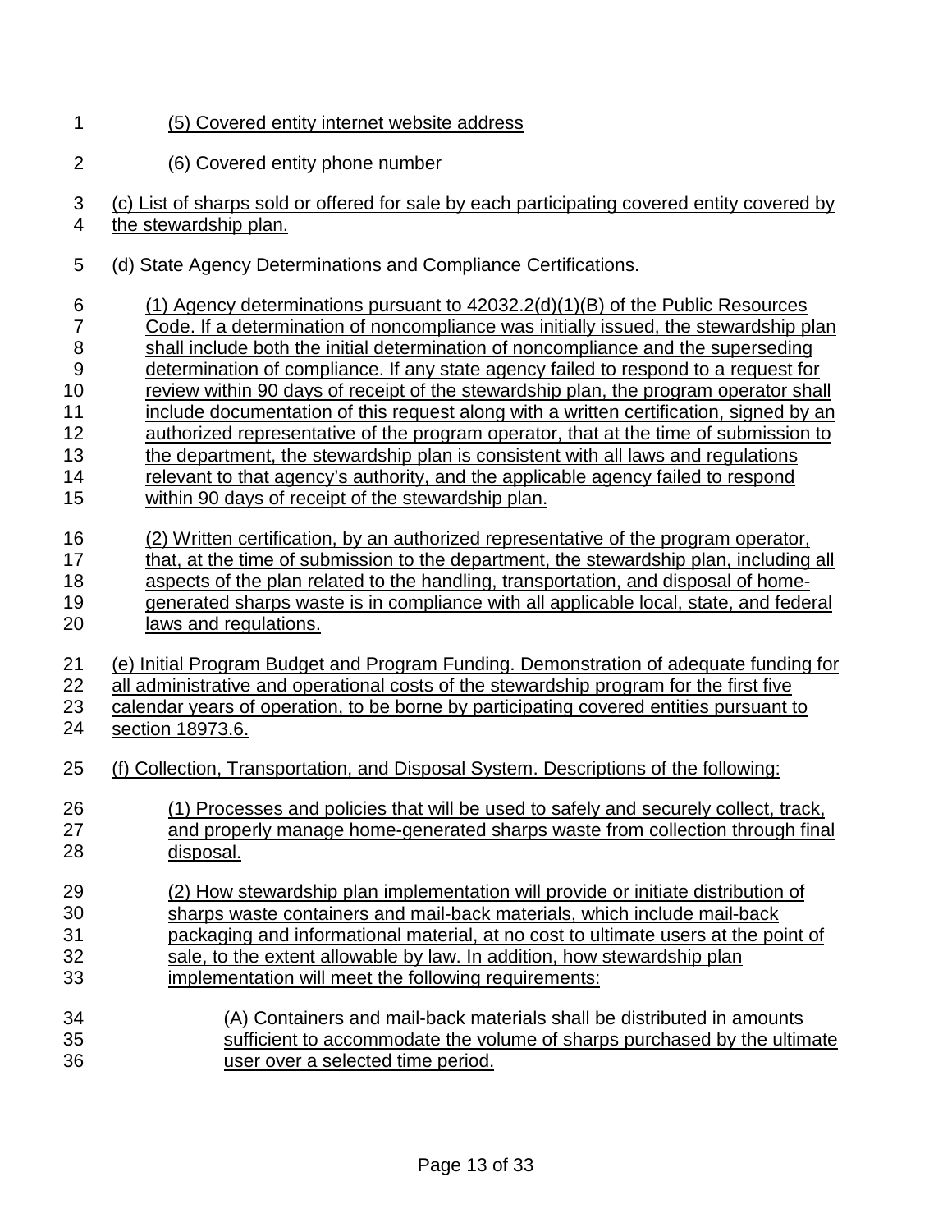(5) Covered entity internet website address

(6) Covered entity phone number

(c) List of sharps sold or offered for sale by each participating covered entity covered by the stewardship plan.

(d) State Agency Determinations and Compliance Certifications.

(1) Agency determinations pursuant to 42032.2(d)(1)(B) of the Public Resources Code. If a determination of noncompliance was initially issued, the stewardship plan shall include both the initial determination of noncompliance and the superseding determination of compliance. If any state agency failed to respond to a request for review within 90 days of receipt of the stewardship plan, the program operator shall include documentation of this request along with a written certification, signed by an authorized representative of the program operator, that at the time of submission to the department, the stewardship plan is consistent with all laws and regulations relevant to that agency's authority, and the applicable agency failed to respond within 90 days of receipt of the stewardship plan.

(2) Written certification, by an authorized representative of the program operator, that, at the time of submission to the department, the stewardship plan, including all aspects of the plan related to the handling, transportation, and disposal of home-generated sharps waste is in compliance with all applicable local, state, and federal laws and regulations.

(e) Initial Program Budget and Program Funding. Demonstration of adequate funding for all administrative and operational costs of the stewardship program for the first five calendar years of operation, to be borne by participating covered entities pursuant to section 18973.6.

(f) Collection, Transportation, and Disposal System. Descriptions of the following:

(1) Processes and policies that will be used to safely and securely collect, track, and properly manage home-generated sharps waste from collection through final disposal.

(2) How stewardship plan implementation will provide or initiate distribution of sharps waste containers and mail-back materials, which include mail-back packaging and informational material, at no cost to ultimate users at the point of sale, to the extent allowable by law. In addition, how stewardship plan implementation will meet the following requirements:

(A) Containers and mail-back materials shall be distributed in amounts sufficient to accommodate the volume of sharps purchased by the ultimate user over a selected time period.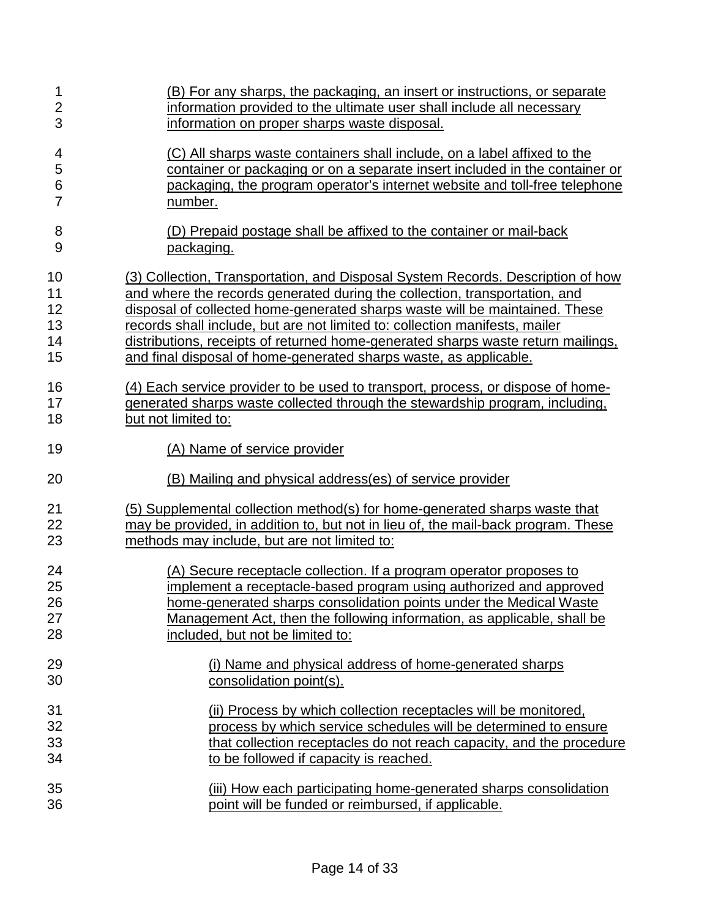(B) For any sharps, the packaging, an insert or instructions, or separate information provided to the ultimate user shall include all necessary information on proper sharps waste disposal.

(C) All sharps waste containers shall include, on a label affixed to the container or packaging or on a separate insert included in the container or packaging, the program operator's internet website and toll-free telephone number.

(D) Prepaid postage shall be affixed to the container or mail-back packaging.

(3) Collection, Transportation, and Disposal System Records. Description of how and where the records generated during the collection, transportation, and disposal of collected home-generated sharps waste will be maintained. These records shall include, but are not limited to: collection manifests, mailer distributions, receipts of returned home-generated sharps waste return mailings, and final disposal of home-generated sharps waste, as applicable.

(4) Each service provider to be used to transport, process, or dispose of home-generated sharps waste collected through the stewardship program, including, but not limited to:

(A) Name of service provider

(B) Mailing and physical address(es) of service provider

(5) Supplemental collection method(s) for home-generated sharps waste that may be provided, in addition to, but not in lieu of, the mail-back program. These methods may include, but are not limited to:

(A) Secure receptacle collection. If a program operator proposes to implement a receptacle-based program using authorized and approved home-generated sharps consolidation points under the Medical Waste Management Act, then the following information, as applicable, shall be included, but not be limited to:

(i) Name and physical address of home-generated sharps consolidation point(s).

(ii) Process by which collection receptacles will be monitored, process by which service schedules will be determined to ensure that collection receptacles do not reach capacity, and the procedure to be followed if capacity is reached.

(iii) How each participating home-generated sharps consolidation point will be funded or reimbursed, if applicable.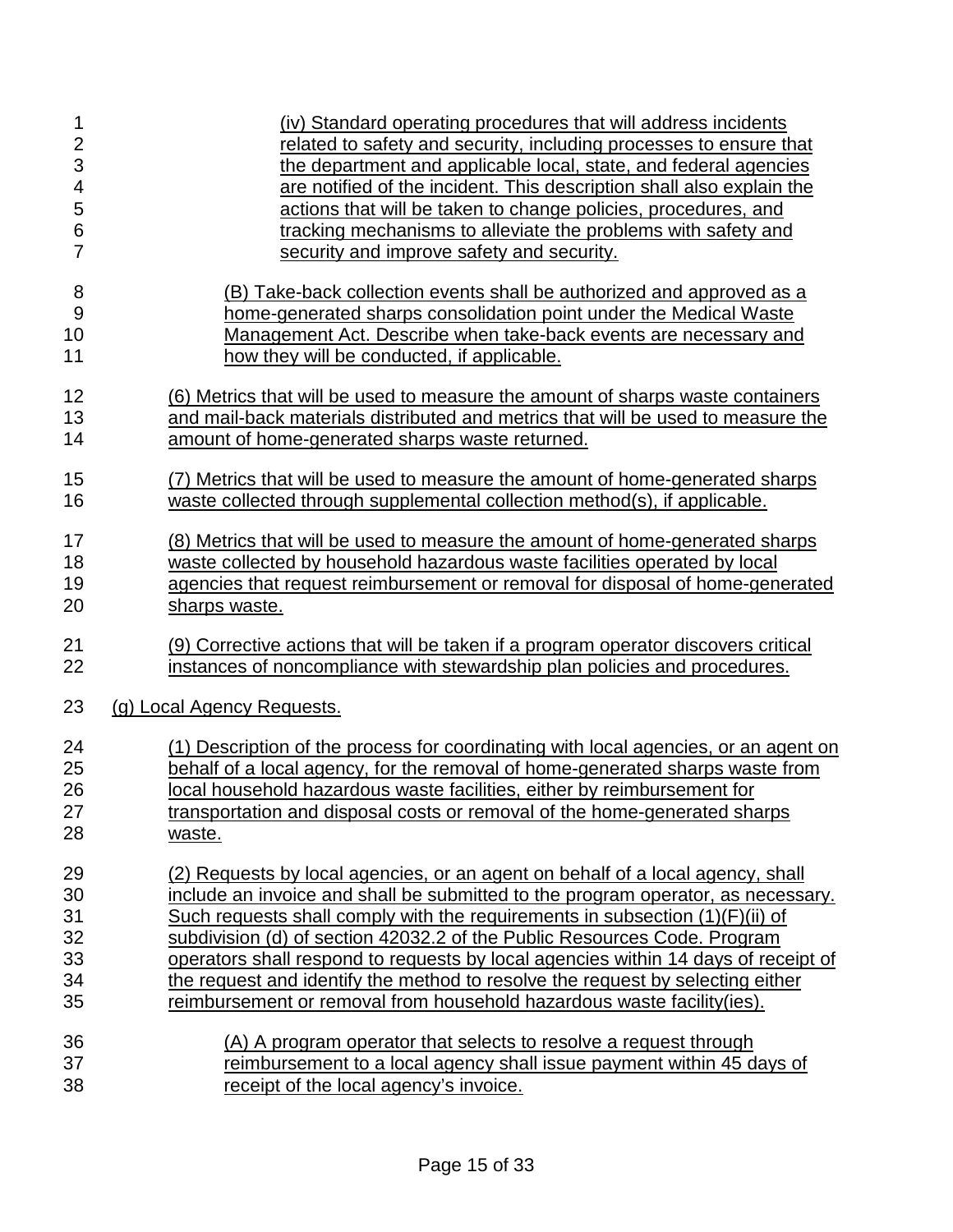(iv) Standard operating procedures that will address incidents related to safety and security, including processes to ensure that the department and applicable local, state, and federal agencies are notified of the incident. This description shall also explain the actions that will be taken to change policies, procedures, and tracking mechanisms to alleviate the problems with safety and security and improve safety and security.

(B) Take-back collection events shall be authorized and approved as a home-generated sharps consolidation point under the Medical Waste Management Act. Describe when take-back events are necessary and how they will be conducted, if applicable.

(6) Metrics that will be used to measure the amount of sharps waste containers and mail-back materials distributed and metrics that will be used to measure the amount of home-generated sharps waste returned.

(7) Metrics that will be used to measure the amount of home-generated sharps waste collected through supplemental collection method(s), if applicable.

(8) Metrics that will be used to measure the amount of home-generated sharps waste collected by household hazardous waste facilities operated by local agencies that request reimbursement or removal for disposal of home-generated sharps waste.

(9) Corrective actions that will be taken if a program operator discovers critical instances of noncompliance with stewardship plan policies and procedures.

(g) Local Agency Requests.

(1) Description of the process for coordinating with local agencies, or an agent on behalf of a local agency, for the removal of home-generated sharps waste from local household hazardous waste facilities, either by reimbursement for transportation and disposal costs or removal of the home-generated sharps waste.

(2) Requests by local agencies, or an agent on behalf of a local agency, shall include an invoice and shall be submitted to the program operator, as necessary. Such requests shall comply with the requirements in subsection (1)(F)(ii) of subdivision (d) of section 42032.2 of the Public Resources Code. Program operators shall respond to requests by local agencies within 14 days of receipt of the request and identify the method to resolve the request by selecting either reimbursement or removal from household hazardous waste facility(ies).

(A) A program operator that selects to resolve a request through reimbursement to a local agency shall issue payment within 45 days of receipt of the local agency's invoice.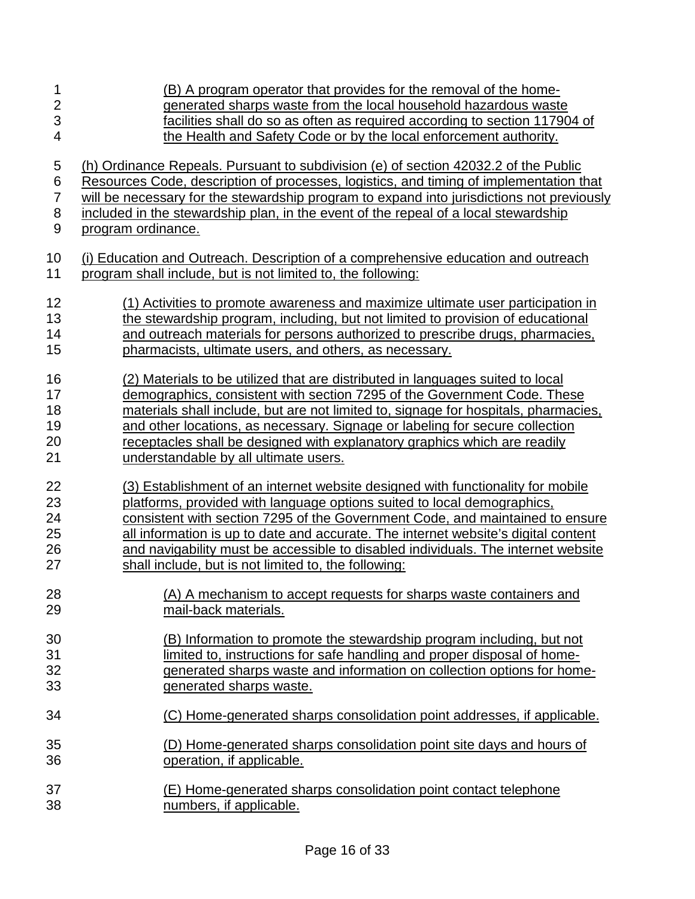(B) A program operator that provides for the removal of the home-generated sharps waste from the local household hazardous waste facilities shall do so as often as required according to section 117904 of the Health and Safety Code or by the local enforcement authority.

(h) Ordinance Repeals. Pursuant to subdivision (e) of section 42032.2 of the Public Resources Code, description of processes, logistics, and timing of implementation that will be necessary for the stewardship program to expand into jurisdictions not previously included in the stewardship plan, in the event of the repeal of a local stewardship program ordinance.

(i) Education and Outreach. Description of a comprehensive education and outreach program shall include, but is not limited to, the following:

(1) Activities to promote awareness and maximize ultimate user participation in the stewardship program, including, but not limited to provision of educational and outreach materials for persons authorized to prescribe drugs, pharmacies, pharmacists, ultimate users, and others, as necessary.

(2) Materials to be utilized that are distributed in languages suited to local demographics, consistent with section 7295 of the Government Code. These materials shall include, but are not limited to, signage for hospitals, pharmacies, and other locations, as necessary. Signage or labeling for secure collection receptacles shall be designed with explanatory graphics which are readily understandable by all ultimate users.

(3) Establishment of an internet website designed with functionality for mobile platforms, provided with language options suited to local demographics, consistent with section 7295 of the Government Code, and maintained to ensure all information is up to date and accurate. The internet website's digital content and navigability must be accessible to disabled individuals. The internet website shall include, but is not limited to, the following:

(A) A mechanism to accept requests for sharps waste containers and mail-back materials.

(B) Information to promote the stewardship program including, but not limited to, instructions for safe handling and proper disposal of home-generated sharps waste and information on collection options for home-generated sharps waste.

(C) Home-generated sharps consolidation point addresses, if applicable.

(D) Home-generated sharps consolidation point site days and hours of operation, if applicable.

(E) Home-generated sharps consolidation point contact telephone numbers, if applicable.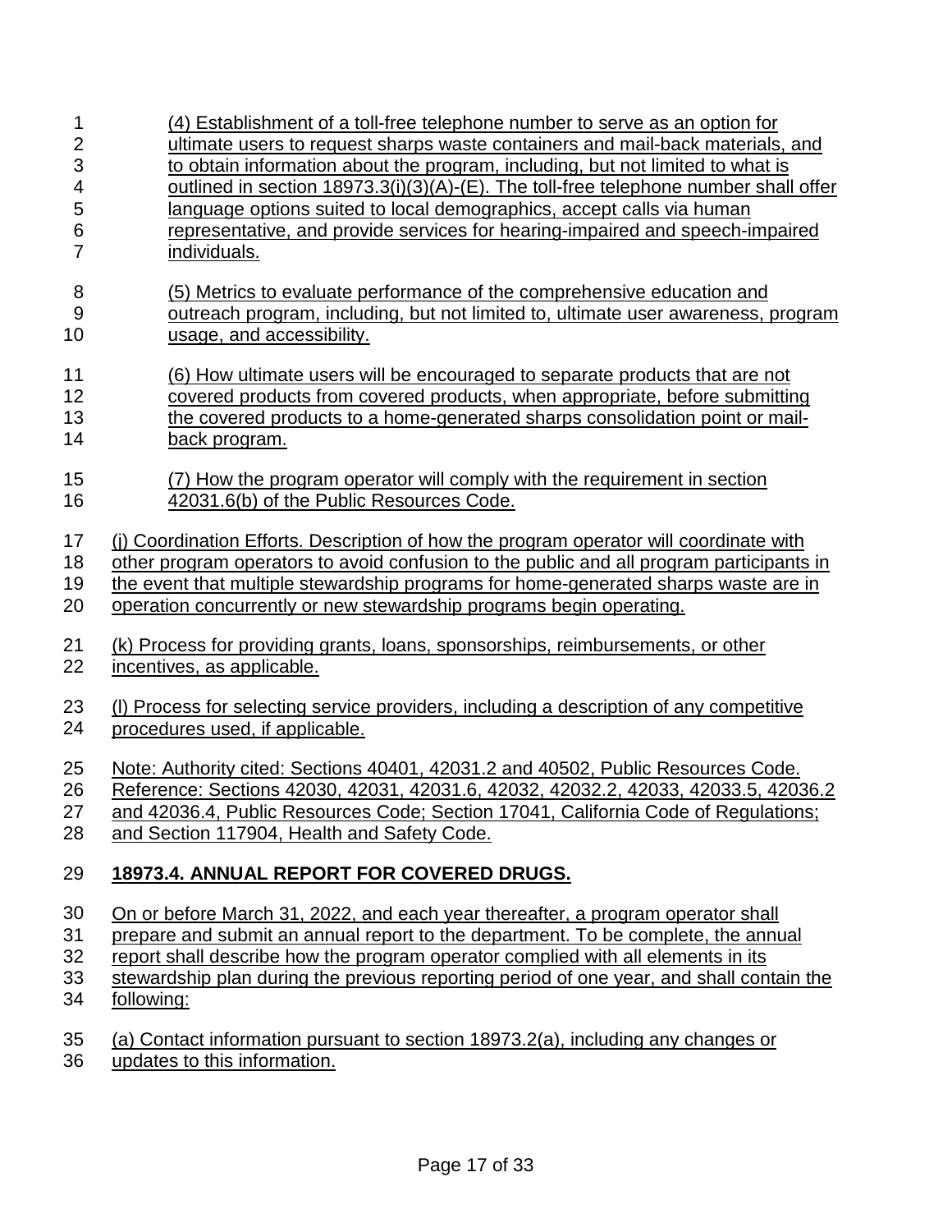(4) Establishment of a toll-free telephone number to serve as an option for ultimate users to request sharps waste containers and mail-back materials, and to obtain information about the program, including, but not limited to what is outlined in section 18973.3(i)(3)(A)-(E). The toll-free telephone number shall offer language options suited to local demographics, accept calls via human representative, and provide services for hearing-impaired and speech-impaired individuals.

(5) Metrics to evaluate performance of the comprehensive education and outreach program, including, but not limited to, ultimate user awareness, program usage, and accessibility.

(6) How ultimate users will be encouraged to separate products that are not covered products from covered products, when appropriate, before submitting the covered products to a home-generated sharps consolidation point or mail-back program.

(7) How the program operator will comply with the requirement in section 42031.6(b) of the Public Resources Code.

(j) Coordination Efforts. Description of how the program operator will coordinate with other program operators to avoid confusion to the public and all program participants in the event that multiple stewardship programs for home-generated sharps waste are in operation concurrently or new stewardship programs begin operating.

(k) Process for providing grants, loans, sponsorships, reimbursements, or other incentives, as applicable.

(l) Process for selecting service providers, including a description of any competitive procedures used, if applicable.

Note: Authority cited: Sections 40401, 42031.2 and 40502, Public Resources Code. Reference: Sections 42030, 42031, 42031.6, 42032, 42032.2, 42033, 42033.5, 42036.2 and 42036.4, Public Resources Code; Section 17041, California Code of Regulations; and Section 117904, Health and Safety Code.

## 18973.4. ANNUAL REPORT FOR COVERED DRUGS.

On or before March 31, 2022, and each year thereafter, a program operator shall prepare and submit an annual report to the department. To be complete, the annual report shall describe how the program operator complied with all elements in its stewardship plan during the previous reporting period of one year, and shall contain the following:

(a) Contact information pursuant to section 18973.2(a), including any changes or updates to this information.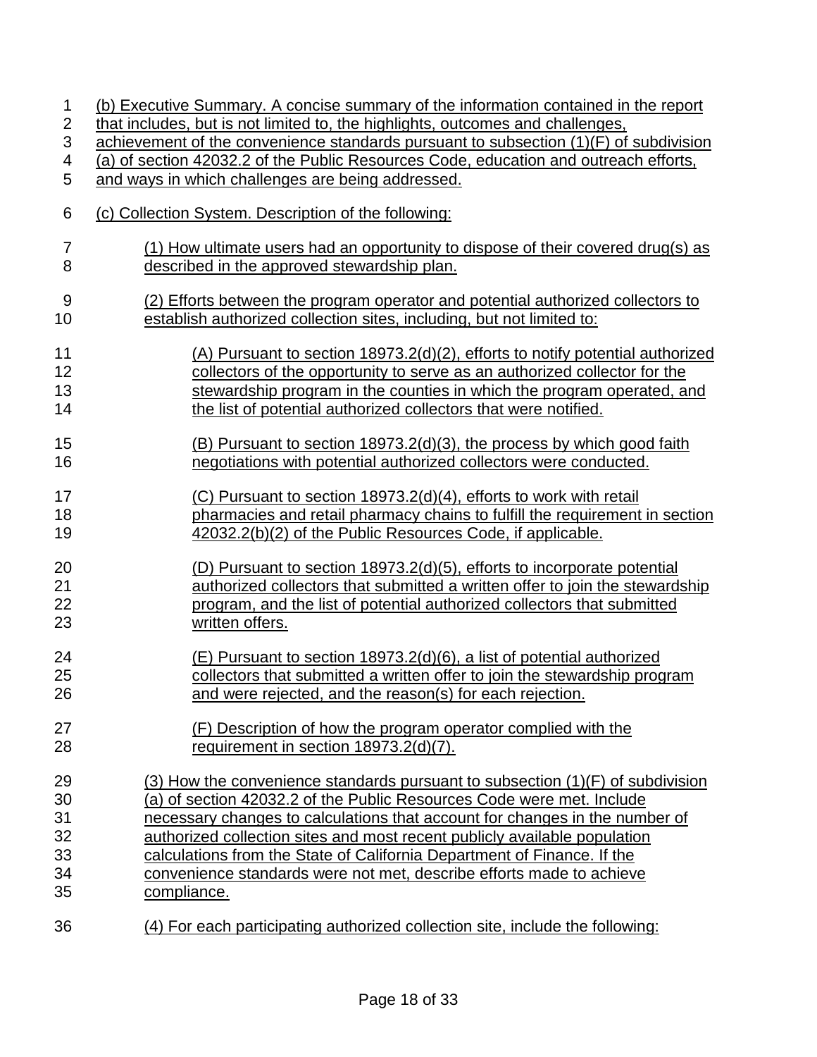(b) Executive Summary. A concise summary of the information contained in the report that includes, but is not limited to, the highlights, outcomes and challenges, achievement of the convenience standards pursuant to subsection (1)(F) of subdivision (a) of section 42032.2 of the Public Resources Code, education and outreach efforts, and ways in which challenges are being addressed.

(c) Collection System. Description of the following:

(1) How ultimate users had an opportunity to dispose of their covered drug(s) as described in the approved stewardship plan.

(2) Efforts between the program operator and potential authorized collectors to establish authorized collection sites, including, but not limited to:

(A) Pursuant to section 18973.2(d)(2), efforts to notify potential authorized collectors of the opportunity to serve as an authorized collector for the stewardship program in the counties in which the program operated, and the list of potential authorized collectors that were notified.

(B) Pursuant to section 18973.2(d)(3), the process by which good faith negotiations with potential authorized collectors were conducted.

(C) Pursuant to section 18973.2(d)(4), efforts to work with retail pharmacies and retail pharmacy chains to fulfill the requirement in section 42032.2(b)(2) of the Public Resources Code, if applicable.

(D) Pursuant to section 18973.2(d)(5), efforts to incorporate potential authorized collectors that submitted a written offer to join the stewardship program, and the list of potential authorized collectors that submitted written offers.

(E) Pursuant to section 18973.2(d)(6), a list of potential authorized collectors that submitted a written offer to join the stewardship program and were rejected, and the reason(s) for each rejection.

(F) Description of how the program operator complied with the requirement in section 18973.2(d)(7).

(3) How the convenience standards pursuant to subsection (1)(F) of subdivision (a) of section 42032.2 of the Public Resources Code were met. Include necessary changes to calculations that account for changes in the number of authorized collection sites and most recent publicly available population calculations from the State of California Department of Finance. If the convenience standards were not met, describe efforts made to achieve compliance.

(4) For each participating authorized collection site, include the following: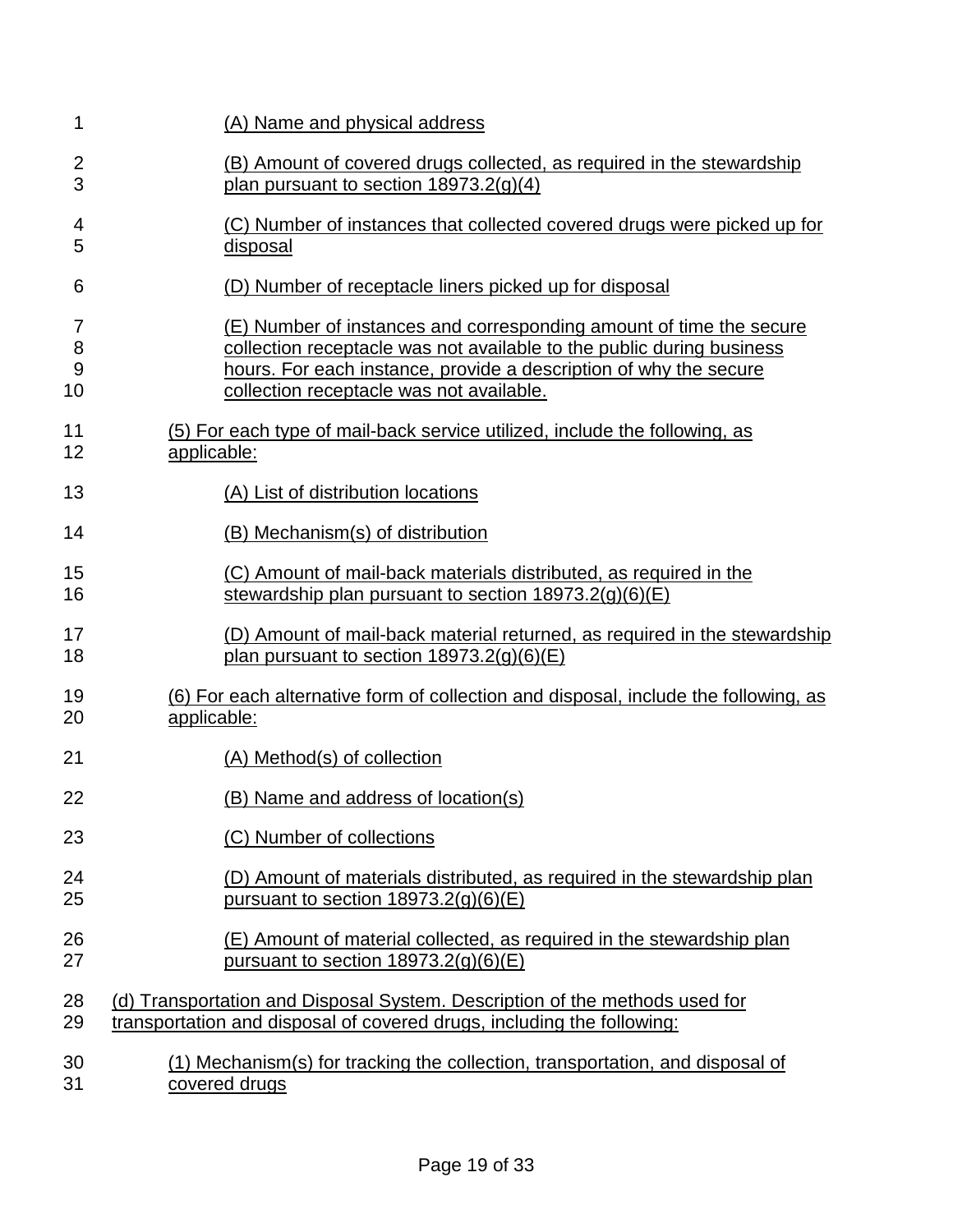(A) Name and physical address

(B) Amount of covered drugs collected, as required in the stewardship plan pursuant to section 18973.2(g)(4)

(C) Number of instances that collected covered drugs were picked up for disposal

(D) Number of receptacle liners picked up for disposal

(E) Number of instances and corresponding amount of time the secure collection receptacle was not available to the public during business hours. For each instance, provide a description of why the secure collection receptacle was not available.

(5) For each type of mail-back service utilized, include the following, as applicable:

(A) List of distribution locations

(B) Mechanism(s) of distribution

(C) Amount of mail-back materials distributed, as required in the stewardship plan pursuant to section 18973.2(g)(6)(E)

(D) Amount of mail-back material returned, as required in the stewardship plan pursuant to section 18973.2(g)(6)(E)

(6) For each alternative form of collection and disposal, include the following, as applicable:

(A) Method(s) of collection

(B) Name and address of location(s)

(C) Number of collections

(D) Amount of materials distributed, as required in the stewardship plan pursuant to section 18973.2(g)(6)(E)

(E) Amount of material collected, as required in the stewardship plan pursuant to section 18973.2(g)(6)(E)

(d) Transportation and Disposal System. Description of the methods used for transportation and disposal of covered drugs, including the following:

(1) Mechanism(s) for tracking the collection, transportation, and disposal of covered drugs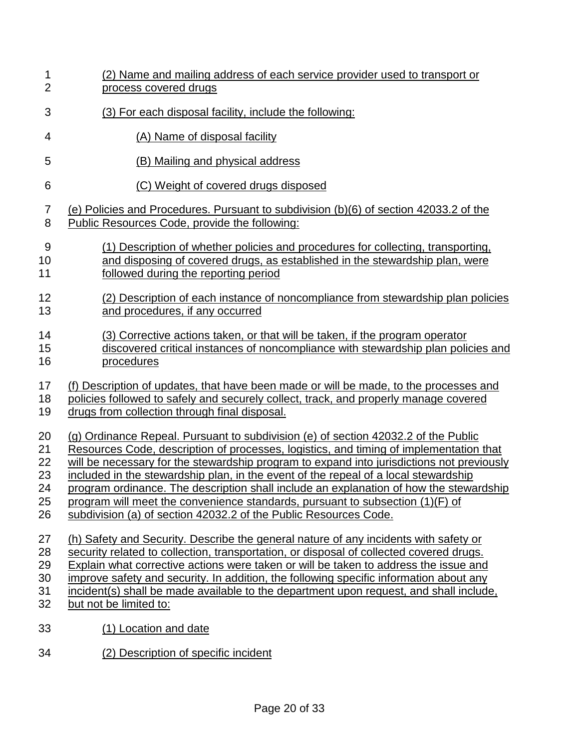(2) Name and mailing address of each service provider used to transport or process covered drugs

(3) For each disposal facility, include the following:

(A) Name of disposal facility

(B) Mailing and physical address

(C) Weight of covered drugs disposed

(e) Policies and Procedures. Pursuant to subdivision (b)(6) of section 42033.2 of the Public Resources Code, provide the following:

(1) Description of whether policies and procedures for collecting, transporting, and disposing of covered drugs, as established in the stewardship plan, were followed during the reporting period

(2) Description of each instance of noncompliance from stewardship plan policies and procedures, if any occurred

(3) Corrective actions taken, or that will be taken, if the program operator discovered critical instances of noncompliance with stewardship plan policies and procedures

(f) Description of updates, that have been made or will be made, to the processes and policies followed to safely and securely collect, track, and properly manage covered drugs from collection through final disposal.

(g) Ordinance Repeal. Pursuant to subdivision (e) of section 42032.2 of the Public Resources Code, description of processes, logistics, and timing of implementation that will be necessary for the stewardship program to expand into jurisdictions not previously included in the stewardship plan, in the event of the repeal of a local stewardship program ordinance. The description shall include an explanation of how the stewardship program will meet the convenience standards, pursuant to subsection (1)(F) of subdivision (a) of section 42032.2 of the Public Resources Code.

(h) Safety and Security. Describe the general nature of any incidents with safety or security related to collection, transportation, or disposal of collected covered drugs. Explain what corrective actions were taken or will be taken to address the issue and improve safety and security. In addition, the following specific information about any incident(s) shall be made available to the department upon request, and shall include, but not be limited to:

(1) Location and date

(2) Description of specific incident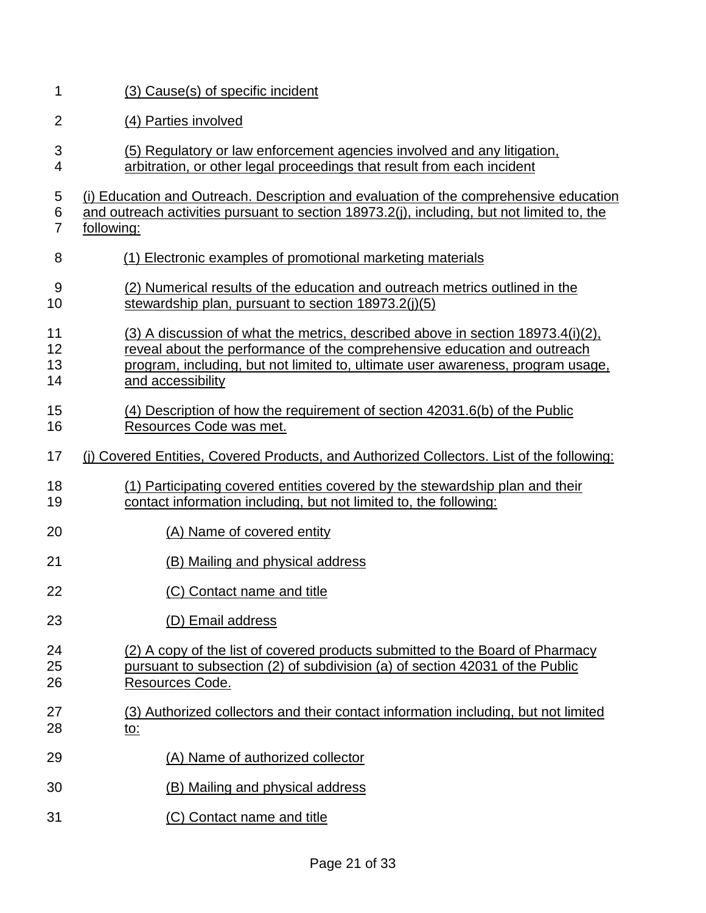(3) Cause(s) of specific incident

(4) Parties involved

(5) Regulatory or law enforcement agencies involved and any litigation, arbitration, or other legal proceedings that result from each incident

(i) Education and Outreach. Description and evaluation of the comprehensive education and outreach activities pursuant to section 18973.2(j), including, but not limited to, the following:

(1) Electronic examples of promotional marketing materials

(2) Numerical results of the education and outreach metrics outlined in the stewardship plan, pursuant to section 18973.2(j)(5)

(3) A discussion of what the metrics, described above in section 18973.4(i)(2), reveal about the performance of the comprehensive education and outreach program, including, but not limited to, ultimate user awareness, program usage, and accessibility

(4) Description of how the requirement of section 42031.6(b) of the Public Resources Code was met.

(j) Covered Entities, Covered Products, and Authorized Collectors. List of the following:

(1) Participating covered entities covered by the stewardship plan and their contact information including, but not limited to, the following:

(A) Name of covered entity

(B) Mailing and physical address

(C) Contact name and title

(D) Email address

(2) A copy of the list of covered products submitted to the Board of Pharmacy pursuant to subsection (2) of subdivision (a) of section 42031 of the Public Resources Code.

(3) Authorized collectors and their contact information including, but not limited to:

(A) Name of authorized collector

(B) Mailing and physical address

(C) Contact name and title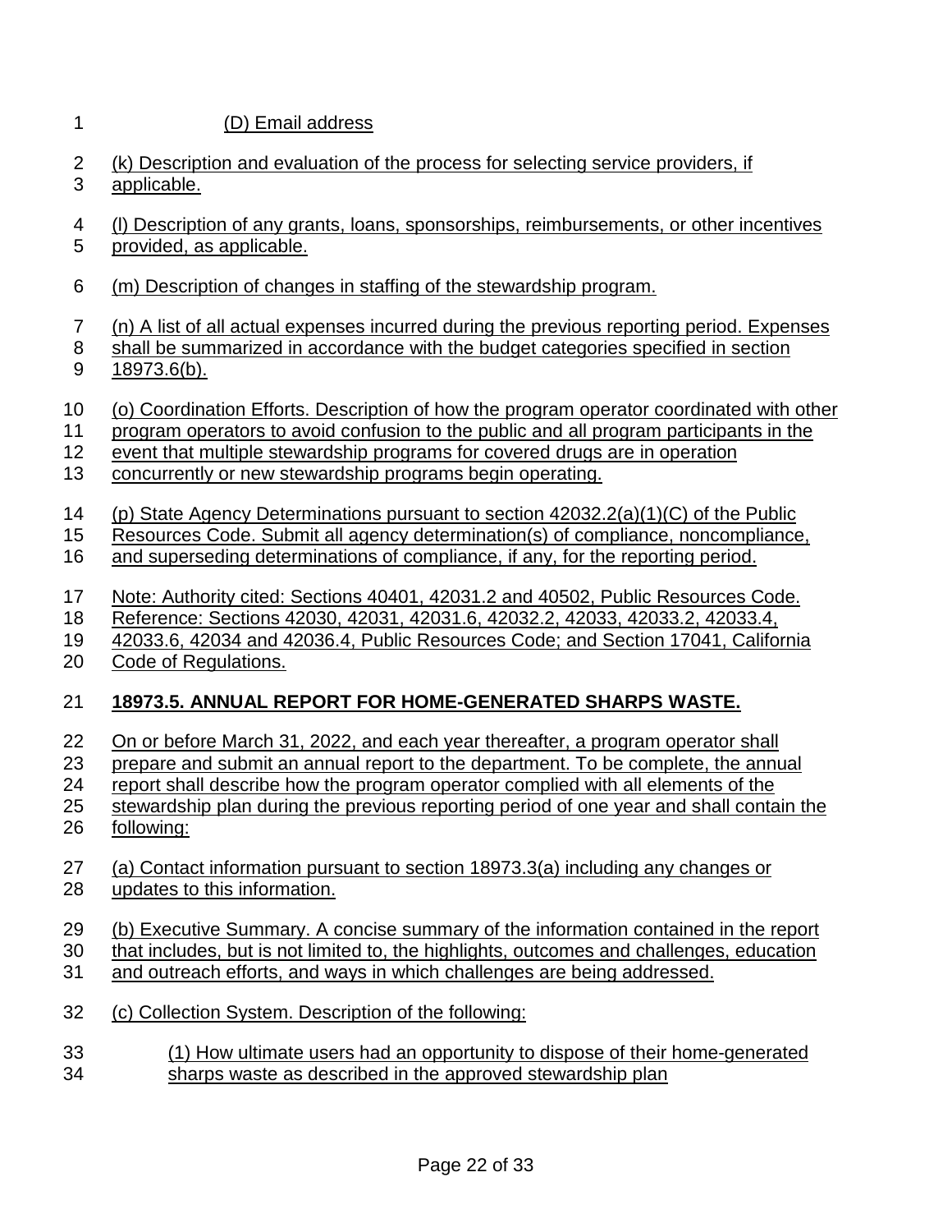(D) Email address

(k) Description and evaluation of the process for selecting service providers, if applicable.

(l) Description of any grants, loans, sponsorships, reimbursements, or other incentives provided, as applicable.

(m) Description of changes in staffing of the stewardship program.

(n) A list of all actual expenses incurred during the previous reporting period. Expenses shall be summarized in accordance with the budget categories specified in section 18973.6(b).

(o) Coordination Efforts. Description of how the program operator coordinated with other program operators to avoid confusion to the public and all program participants in the event that multiple stewardship programs for covered drugs are in operation concurrently or new stewardship programs begin operating.

(p) State Agency Determinations pursuant to section 42032.2(a)(1)(C) of the Public Resources Code. Submit all agency determination(s) of compliance, noncompliance, and superseding determinations of compliance, if any, for the reporting period.

Note: Authority cited: Sections 40401, 42031.2 and 40502, Public Resources Code. Reference: Sections 42030, 42031, 42031.6, 42032.2, 42033, 42033.2, 42033.4, 42033.6, 42034 and 42036.4, Public Resources Code; and Section 17041, California Code of Regulations.

**18973.5. ANNUAL REPORT FOR HOME-GENERATED SHARPS WASTE.**

On or before March 31, 2022, and each year thereafter, a program operator shall prepare and submit an annual report to the department. To be complete, the annual report shall describe how the program operator complied with all elements of the stewardship plan during the previous reporting period of one year and shall contain the following:

(a) Contact information pursuant to section 18973.3(a) including any changes or updates to this information.

(b) Executive Summary. A concise summary of the information contained in the report that includes, but is not limited to, the highlights, outcomes and challenges, education and outreach efforts, and ways in which challenges are being addressed.

(c) Collection System. Description of the following:

(1) How ultimate users had an opportunity to dispose of their home-generated sharps waste as described in the approved stewardship plan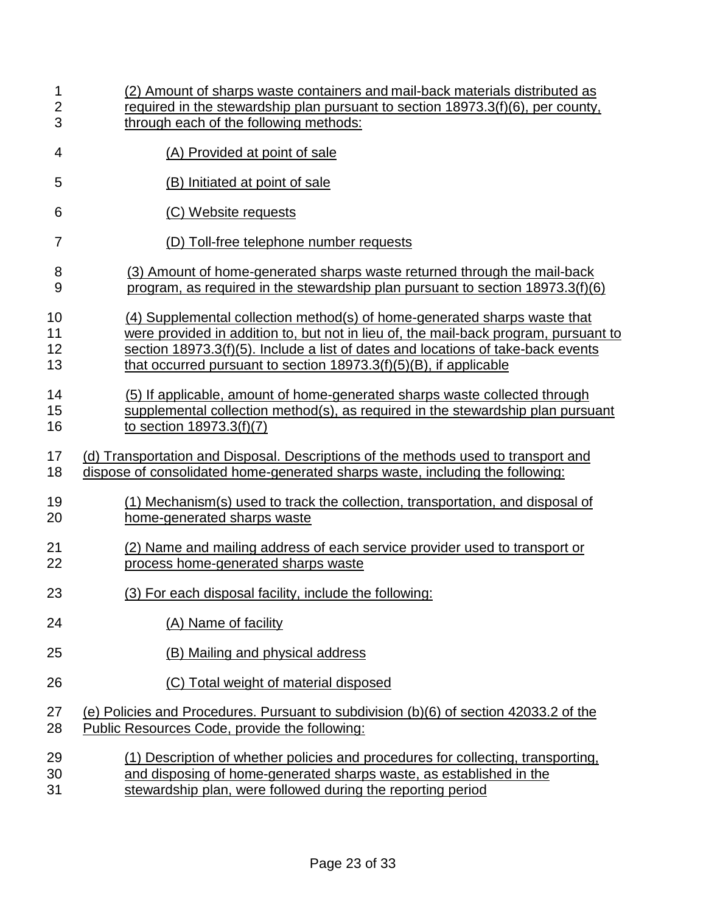(2) Amount of sharps waste containers and mail-back materials distributed as required in the stewardship plan pursuant to section 18973.3(f)(6), per county, through each of the following methods:

(A) Provided at point of sale

(B) Initiated at point of sale

(C) Website requests

(D) Toll-free telephone number requests

(3) Amount of home-generated sharps waste returned through the mail-back program, as required in the stewardship plan pursuant to section 18973.3(f)(6)

(4) Supplemental collection method(s) of home-generated sharps waste that were provided in addition to, but not in lieu of, the mail-back program, pursuant to section 18973.3(f)(5). Include a list of dates and locations of take-back events that occurred pursuant to section 18973.3(f)(5)(B), if applicable

(5) If applicable, amount of home-generated sharps waste collected through supplemental collection method(s), as required in the stewardship plan pursuant to section 18973.3(f)(7)

(d) Transportation and Disposal. Descriptions of the methods used to transport and dispose of consolidated home-generated sharps waste, including the following:

(1) Mechanism(s) used to track the collection, transportation, and disposal of home-generated sharps waste

(2) Name and mailing address of each service provider used to transport or process home-generated sharps waste

(3) For each disposal facility, include the following:

(A) Name of facility

(B) Mailing and physical address

(C) Total weight of material disposed

(e) Policies and Procedures. Pursuant to subdivision (b)(6) of section 42033.2 of the Public Resources Code, provide the following:

(1) Description of whether policies and procedures for collecting, transporting, and disposing of home-generated sharps waste, as established in the stewardship plan, were followed during the reporting period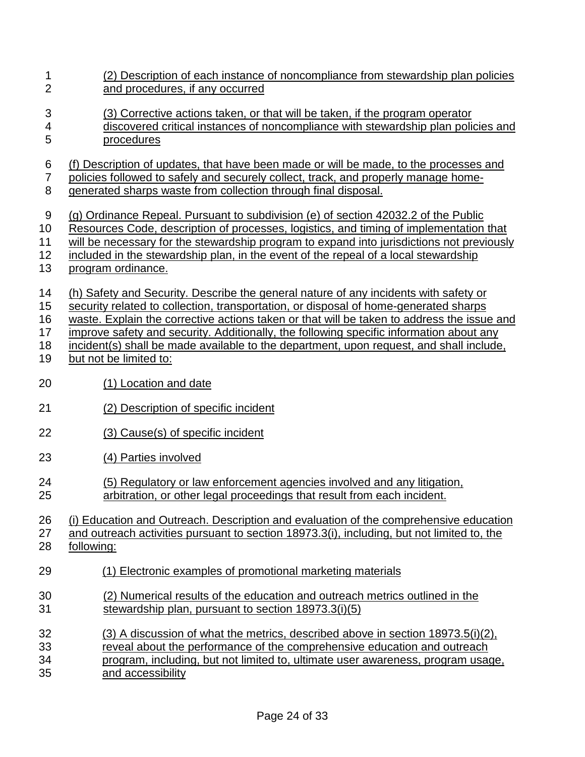(2) Description of each instance of noncompliance from stewardship plan policies and procedures, if any occurred

(3) Corrective actions taken, or that will be taken, if the program operator discovered critical instances of noncompliance with stewardship plan policies and procedures

(f) Description of updates, that have been made or will be made, to the processes and policies followed to safely and securely collect, track, and properly manage home-generated sharps waste from collection through final disposal.

(g) Ordinance Repeal. Pursuant to subdivision (e) of section 42032.2 of the Public Resources Code, description of processes, logistics, and timing of implementation that will be necessary for the stewardship program to expand into jurisdictions not previously included in the stewardship plan, in the event of the repeal of a local stewardship program ordinance.

(h) Safety and Security. Describe the general nature of any incidents with safety or security related to collection, transportation, or disposal of home-generated sharps waste. Explain the corrective actions taken or that will be taken to address the issue and improve safety and security. Additionally, the following specific information about any incident(s) shall be made available to the department, upon request, and shall include, but not be limited to:

(1) Location and date

(2) Description of specific incident

(3) Cause(s) of specific incident

(4) Parties involved

(5) Regulatory or law enforcement agencies involved and any litigation, arbitration, or other legal proceedings that result from each incident.

(i) Education and Outreach. Description and evaluation of the comprehensive education and outreach activities pursuant to section 18973.3(i), including, but not limited to, the following:

(1) Electronic examples of promotional marketing materials

(2) Numerical results of the education and outreach metrics outlined in the stewardship plan, pursuant to section 18973.3(i)(5)

(3) A discussion of what the metrics, described above in section 18973.5(i)(2), reveal about the performance of the comprehensive education and outreach program, including, but not limited to, ultimate user awareness, program usage, and accessibility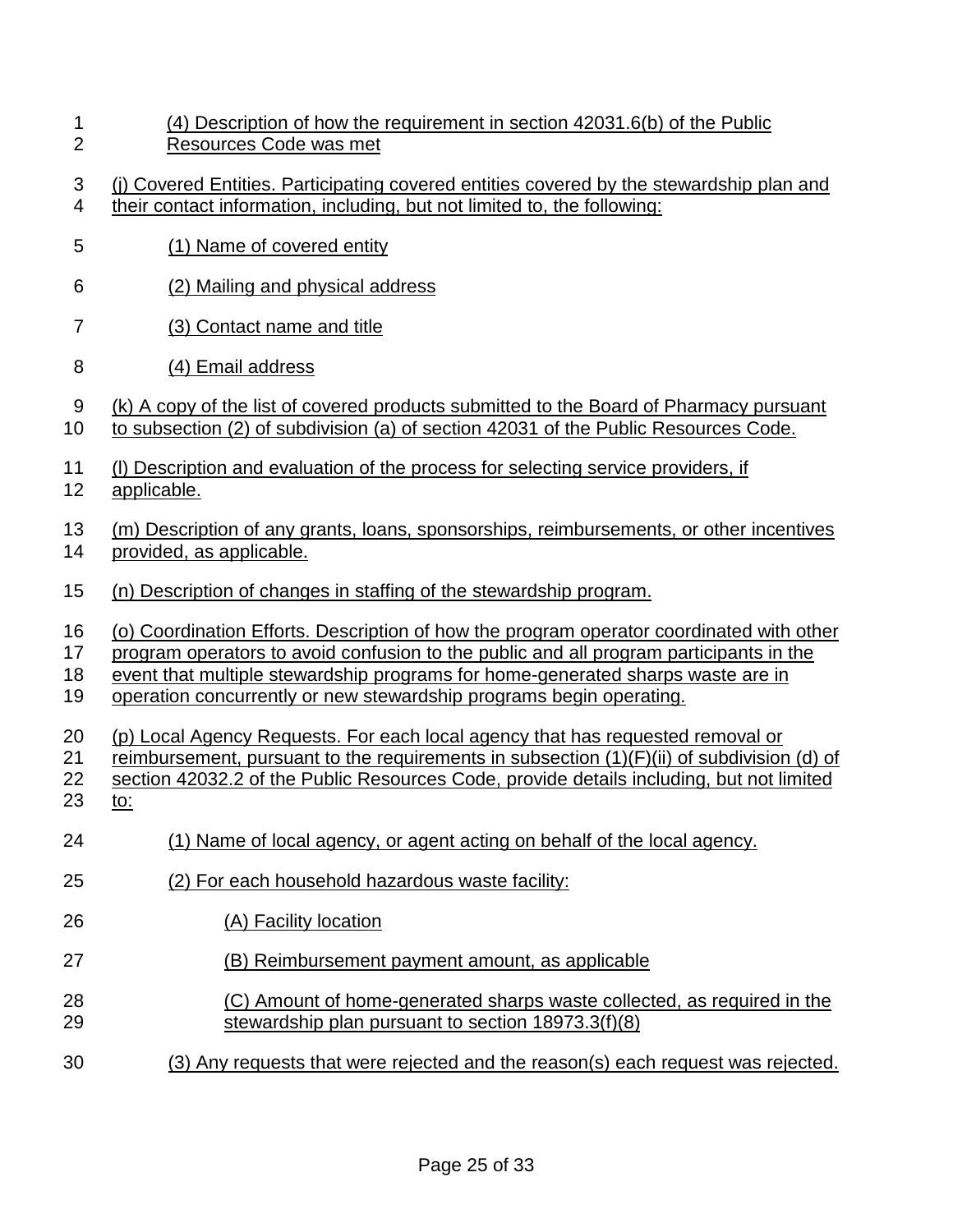(4) Description of how the requirement in section 42031.6(b) of the Public Resources Code was met

(j) Covered Entities. Participating covered entities covered by the stewardship plan and their contact information, including, but not limited to, the following:

(1) Name of covered entity

(2) Mailing and physical address

(3) Contact name and title

(4) Email address

(k) A copy of the list of covered products submitted to the Board of Pharmacy pursuant to subsection (2) of subdivision (a) of section 42031 of the Public Resources Code.

(l) Description and evaluation of the process for selecting service providers, if applicable.

(m) Description of any grants, loans, sponsorships, reimbursements, or other incentives provided, as applicable.

(n) Description of changes in staffing of the stewardship program.

(o) Coordination Efforts. Description of how the program operator coordinated with other program operators to avoid confusion to the public and all program participants in the event that multiple stewardship programs for home-generated sharps waste are in operation concurrently or new stewardship programs begin operating.

(p) Local Agency Requests. For each local agency that has requested removal or reimbursement, pursuant to the requirements in subsection (1)(F)(ii) of subdivision (d) of section 42032.2 of the Public Resources Code, provide details including, but not limited to:

(1) Name of local agency, or agent acting on behalf of the local agency.

(2) For each household hazardous waste facility:

(A) Facility location

(B) Reimbursement payment amount, as applicable

(C) Amount of home-generated sharps waste collected, as required in the stewardship plan pursuant to section 18973.3(f)(8)

(3) Any requests that were rejected and the reason(s) each request was rejected.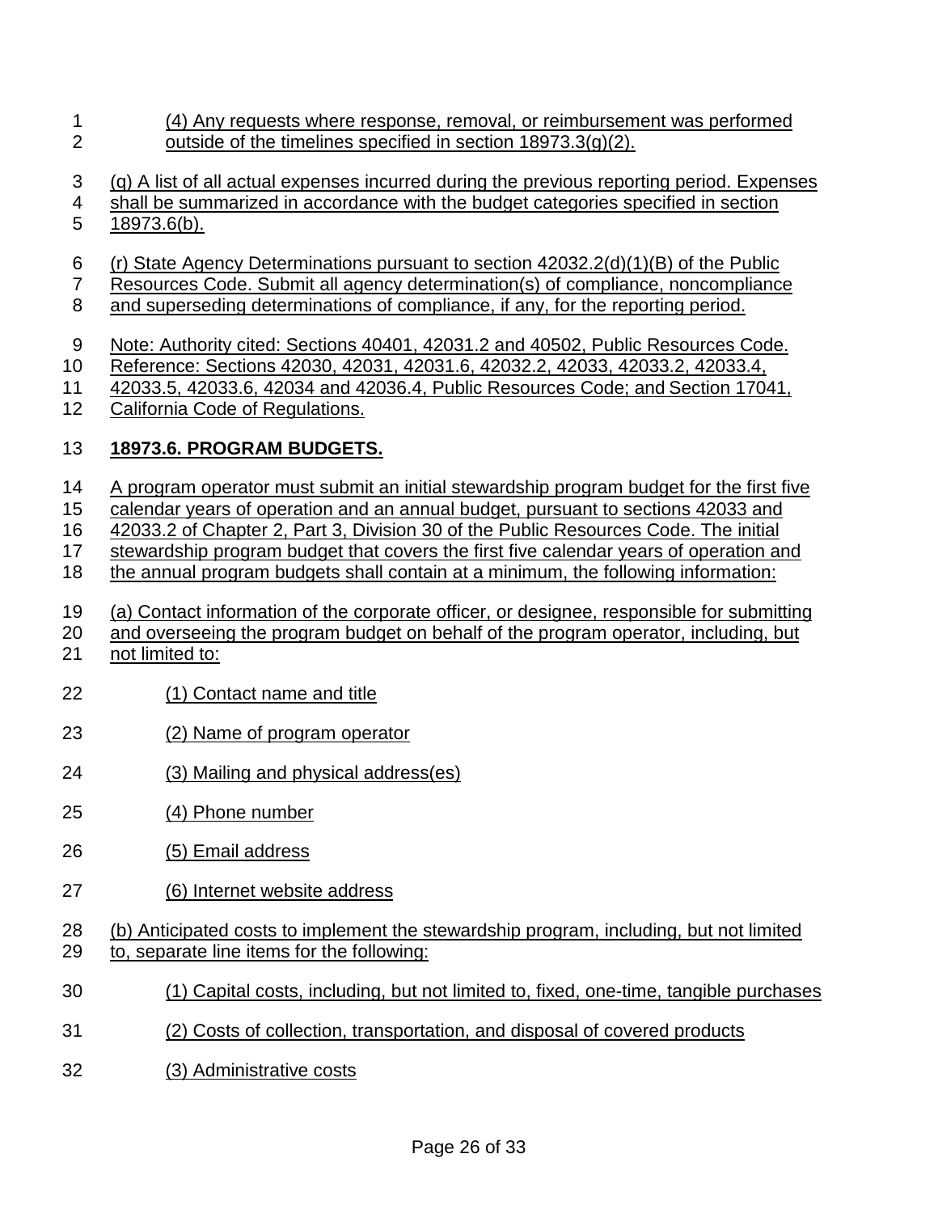(4) Any requests where response, removal, or reimbursement was performed outside of the timelines specified in section 18973.3(g)(2).

(q) A list of all actual expenses incurred during the previous reporting period. Expenses shall be summarized in accordance with the budget categories specified in section 18973.6(b).

(r) State Agency Determinations pursuant to section 42032.2(d)(1)(B) of the Public Resources Code. Submit all agency determination(s) of compliance, noncompliance and superseding determinations of compliance, if any, for the reporting period.

Note: Authority cited: Sections 40401, 42031.2 and 40502, Public Resources Code. Reference: Sections 42030, 42031, 42031.6, 42032.2, 42033, 42033.2, 42033.4, 42033.5, 42033.6, 42034 and 42036.4, Public Resources Code; and Section 17041, California Code of Regulations.

**18973.6. PROGRAM BUDGETS.**

A program operator must submit an initial stewardship program budget for the first five calendar years of operation and an annual budget, pursuant to sections 42033 and 42033.2 of Chapter 2, Part 3, Division 30 of the Public Resources Code. The initial stewardship program budget that covers the first five calendar years of operation and the annual program budgets shall contain at a minimum, the following information:

(a) Contact information of the corporate officer, or designee, responsible for submitting and overseeing the program budget on behalf of the program operator, including, but not limited to:

(1) Contact name and title

(2) Name of program operator

(3) Mailing and physical address(es)

(4) Phone number

(5) Email address

(6) Internet website address

(b) Anticipated costs to implement the stewardship program, including, but not limited to, separate line items for the following:

(1) Capital costs, including, but not limited to, fixed, one-time, tangible purchases

(2) Costs of collection, transportation, and disposal of covered products

(3) Administrative costs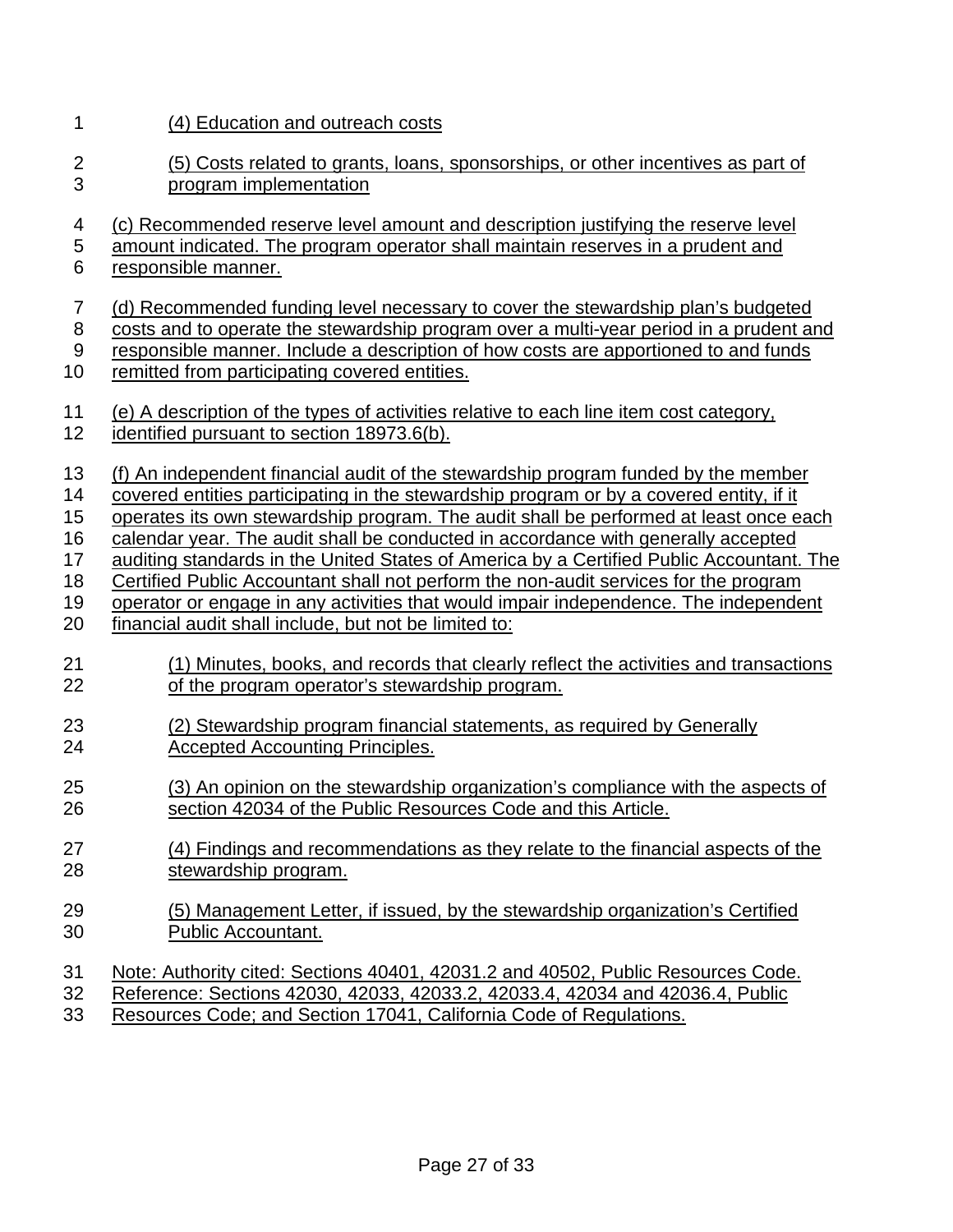(4) Education and outreach costs

(5) Costs related to grants, loans, sponsorships, or other incentives as part of program implementation

(c) Recommended reserve level amount and description justifying the reserve level amount indicated. The program operator shall maintain reserves in a prudent and responsible manner.

(d) Recommended funding level necessary to cover the stewardship plan's budgeted costs and to operate the stewardship program over a multi-year period in a prudent and responsible manner. Include a description of how costs are apportioned to and funds remitted from participating covered entities.

(e) A description of the types of activities relative to each line item cost category, identified pursuant to section 18973.6(b).

(f) An independent financial audit of the stewardship program funded by the member covered entities participating in the stewardship program or by a covered entity, if it operates its own stewardship program. The audit shall be performed at least once each calendar year. The audit shall be conducted in accordance with generally accepted auditing standards in the United States of America by a Certified Public Accountant. The Certified Public Accountant shall not perform the non-audit services for the program operator or engage in any activities that would impair independence. The independent financial audit shall include, but not be limited to:

(1) Minutes, books, and records that clearly reflect the activities and transactions of the program operator's stewardship program.

(2) Stewardship program financial statements, as required by Generally Accepted Accounting Principles.

(3) An opinion on the stewardship organization's compliance with the aspects of section 42034 of the Public Resources Code and this Article.

(4) Findings and recommendations as they relate to the financial aspects of the stewardship program.

(5) Management Letter, if issued, by the stewardship organization's Certified Public Accountant.

Note: Authority cited: Sections 40401, 42031.2 and 40502, Public Resources Code. Reference: Sections 42030, 42033, 42033.2, 42033.4, 42034 and 42036.4, Public Resources Code; and Section 17041, California Code of Regulations.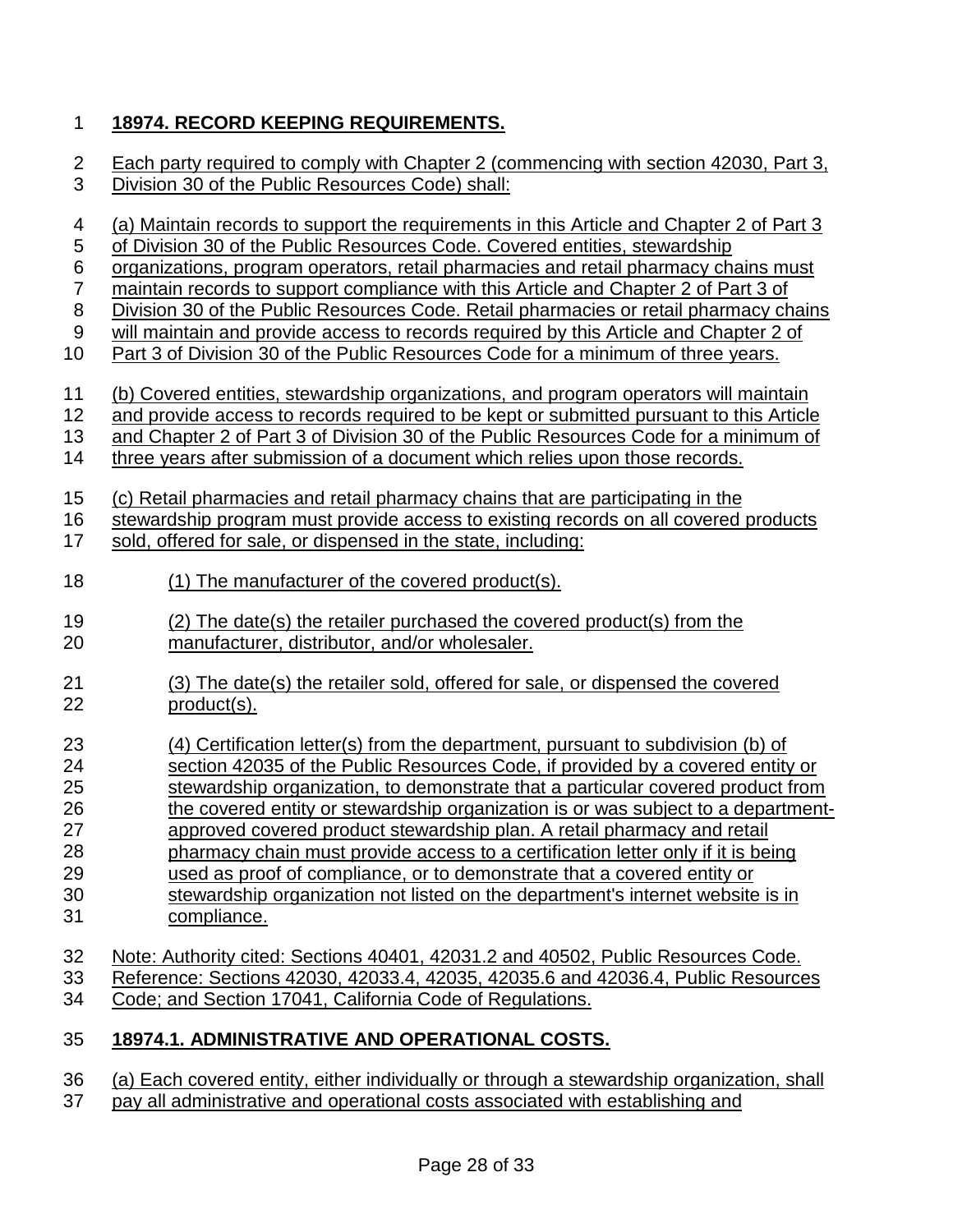## 18974. RECORD KEEPING REQUIREMENTS.

Each party required to comply with Chapter 2 (commencing with section 42030, Part 3, Division 30 of the Public Resources Code) shall:

(a) Maintain records to support the requirements in this Article and Chapter 2 of Part 3 of Division 30 of the Public Resources Code. Covered entities, stewardship organizations, program operators, retail pharmacies and retail pharmacy chains must maintain records to support compliance with this Article and Chapter 2 of Part 3 of Division 30 of the Public Resources Code. Retail pharmacies or retail pharmacy chains will maintain and provide access to records required by this Article and Chapter 2 of Part 3 of Division 30 of the Public Resources Code for a minimum of three years.

(b) Covered entities, stewardship organizations, and program operators will maintain and provide access to records required to be kept or submitted pursuant to this Article and Chapter 2 of Part 3 of Division 30 of the Public Resources Code for a minimum of three years after submission of a document which relies upon those records.

(c) Retail pharmacies and retail pharmacy chains that are participating in the stewardship program must provide access to existing records on all covered products sold, offered for sale, or dispensed in the state, including:

(1) The manufacturer of the covered product(s).

(2) The date(s) the retailer purchased the covered product(s) from the manufacturer, distributor, and/or wholesaler.

(3) The date(s) the retailer sold, offered for sale, or dispensed the covered product(s).

(4) Certification letter(s) from the department, pursuant to subdivision (b) of section 42035 of the Public Resources Code, if provided by a covered entity or stewardship organization, to demonstrate that a particular covered product from the covered entity or stewardship organization is or was subject to a department-approved covered product stewardship plan. A retail pharmacy and retail pharmacy chain must provide access to a certification letter only if it is being used as proof of compliance, or to demonstrate that a covered entity or stewardship organization not listed on the department's internet website is in compliance.

Note: Authority cited: Sections 40401, 42031.2 and 40502, Public Resources Code. Reference: Sections 42030, 42033.4, 42035, 42035.6 and 42036.4, Public Resources Code; and Section 17041, California Code of Regulations.

## 18974.1. ADMINISTRATIVE AND OPERATIONAL COSTS.

(a) Each covered entity, either individually or through a stewardship organization, shall pay all administrative and operational costs associated with establishing and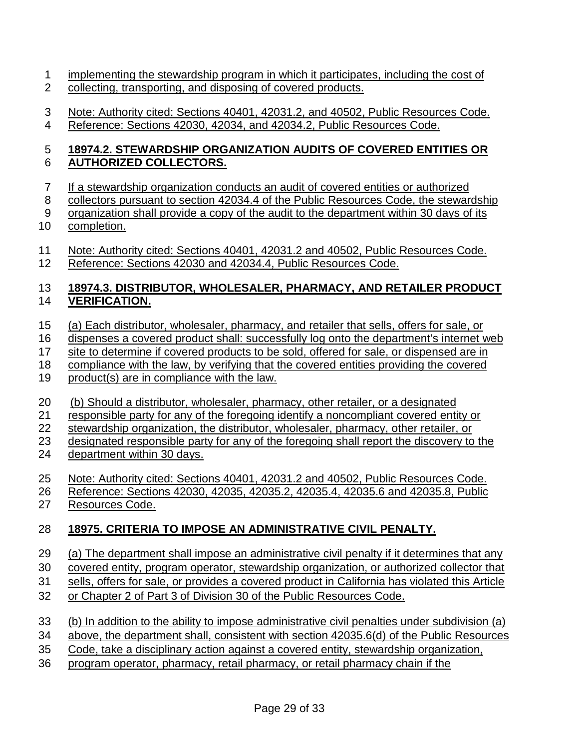implementing the stewardship program in which it participates, including the cost of collecting, transporting, and disposing of covered products.

Note: Authority cited: Sections 40401, 42031.2, and 40502, Public Resources Code. Reference: Sections 42030, 42034, and 42034.2, Public Resources Code.

## 18974.2. STEWARDSHIP ORGANIZATION AUDITS OF COVERED ENTITIES OR AUTHORIZED COLLECTORS.

If a stewardship organization conducts an audit of covered entities or authorized collectors pursuant to section 42034.4 of the Public Resources Code, the stewardship organization shall provide a copy of the audit to the department within 30 days of its completion.

Note: Authority cited: Sections 40401, 42031.2 and 40502, Public Resources Code. Reference: Sections 42030 and 42034.4, Public Resources Code.

## 18974.3. DISTRIBUTOR, WHOLESALER, PHARMACY, AND RETAILER PRODUCT VERIFICATION.

(a) Each distributor, wholesaler, pharmacy, and retailer that sells, offers for sale, or dispenses a covered product shall: successfully log onto the department's internet web site to determine if covered products to be sold, offered for sale, or dispensed are in compliance with the law, by verifying that the covered entities providing the covered product(s) are in compliance with the law.

(b) Should a distributor, wholesaler, pharmacy, other retailer, or a designated responsible party for any of the foregoing identify a noncompliant covered entity or stewardship organization, the distributor, wholesaler, pharmacy, other retailer, or designated responsible party for any of the foregoing shall report the discovery to the department within 30 days.

Note: Authority cited: Sections 40401, 42031.2 and 40502, Public Resources Code. Reference: Sections 42030, 42035, 42035.2, 42035.4, 42035.6 and 42035.8, Public Resources Code.

## 18975. CRITERIA TO IMPOSE AN ADMINISTRATIVE CIVIL PENALTY.

(a) The department shall impose an administrative civil penalty if it determines that any covered entity, program operator, stewardship organization, or authorized collector that sells, offers for sale, or provides a covered product in California has violated this Article or Chapter 2 of Part 3 of Division 30 of the Public Resources Code.

(b) In addition to the ability to impose administrative civil penalties under subdivision (a) above, the department shall, consistent with section 42035.6(d) of the Public Resources Code, take a disciplinary action against a covered entity, stewardship organization, program operator, pharmacy, retail pharmacy, or retail pharmacy chain if the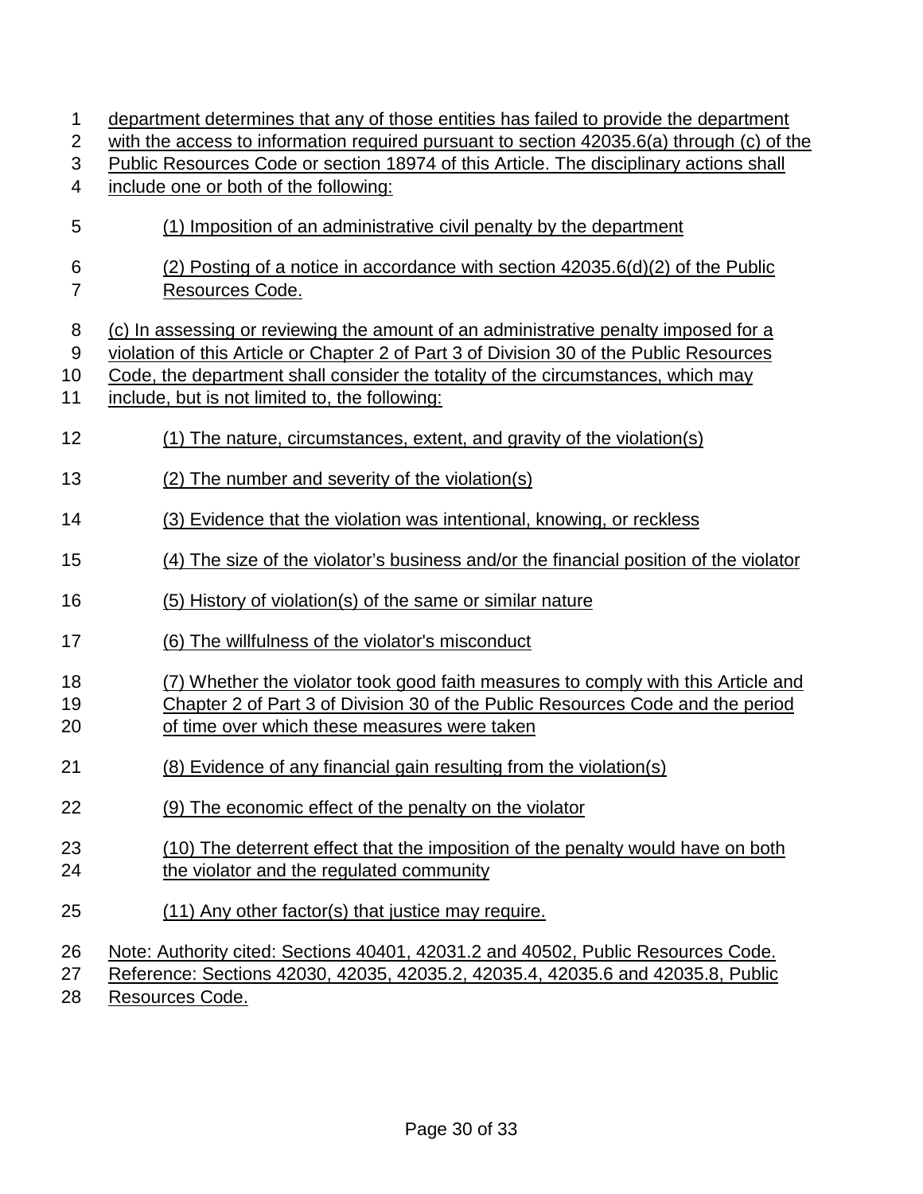department determines that any of those entities has failed to provide the department with the access to information required pursuant to section 42035.6(a) through (c) of the Public Resources Code or section 18974 of this Article. The disciplinary actions shall include one or both of the following:

(1) Imposition of an administrative civil penalty by the department

(2) Posting of a notice in accordance with section 42035.6(d)(2) of the Public Resources Code.

(c) In assessing or reviewing the amount of an administrative penalty imposed for a violation of this Article or Chapter 2 of Part 3 of Division 30 of the Public Resources Code, the department shall consider the totality of the circumstances, which may include, but is not limited to, the following:

(1) The nature, circumstances, extent, and gravity of the violation(s)

(2) The number and severity of the violation(s)

(3) Evidence that the violation was intentional, knowing, or reckless

(4) The size of the violator's business and/or the financial position of the violator

(5) History of violation(s) of the same or similar nature

(6) The willfulness of the violator's misconduct

(7) Whether the violator took good faith measures to comply with this Article and Chapter 2 of Part 3 of Division 30 of the Public Resources Code and the period of time over which these measures were taken

(8) Evidence of any financial gain resulting from the violation(s)

(9) The economic effect of the penalty on the violator

(10) The deterrent effect that the imposition of the penalty would have on both the violator and the regulated community

(11) Any other factor(s) that justice may require.

Note: Authority cited: Sections 40401, 42031.2 and 40502, Public Resources Code. Reference: Sections 42030, 42035, 42035.2, 42035.4, 42035.6 and 42035.8, Public Resources Code.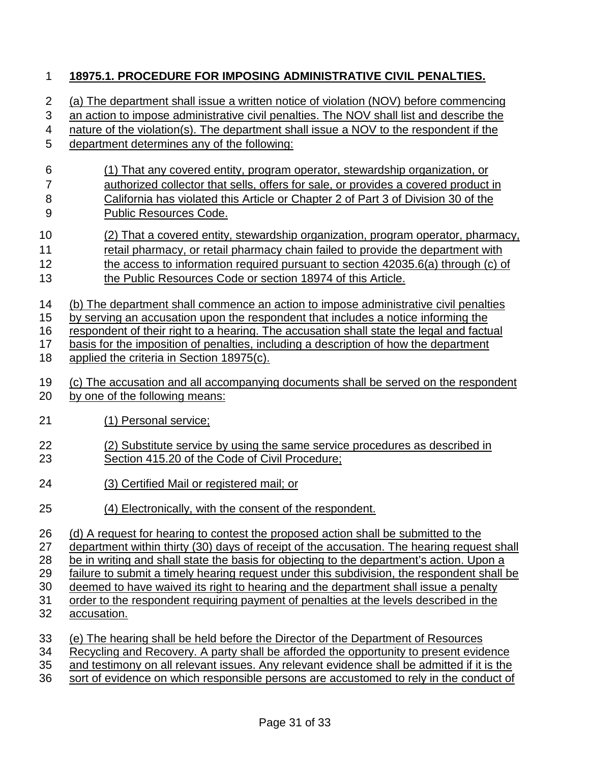**18975.1. PROCEDURE FOR IMPOSING ADMINISTRATIVE CIVIL PENALTIES.**

(a) The department shall issue a written notice of violation (NOV) before commencing an action to impose administrative civil penalties. The NOV shall list and describe the nature of the violation(s). The department shall issue a NOV to the respondent if the department determines any of the following:

(1) That any covered entity, program operator, stewardship organization, or authorized collector that sells, offers for sale, or provides a covered product in California has violated this Article or Chapter 2 of Part 3 of Division 30 of the Public Resources Code.

(2) That a covered entity, stewardship organization, program operator, pharmacy, retail pharmacy, or retail pharmacy chain failed to provide the department with the access to information required pursuant to section 42035.6(a) through (c) of the Public Resources Code or section 18974 of this Article.

(b) The department shall commence an action to impose administrative civil penalties by serving an accusation upon the respondent that includes a notice informing the respondent of their right to a hearing. The accusation shall state the legal and factual basis for the imposition of penalties, including a description of how the department applied the criteria in Section 18975(c).

(c) The accusation and all accompanying documents shall be served on the respondent by one of the following means:

(1) Personal service;

(2) Substitute service by using the same service procedures as described in Section 415.20 of the Code of Civil Procedure;

(3) Certified Mail or registered mail; or

(4) Electronically, with the consent of the respondent.

(d) A request for hearing to contest the proposed action shall be submitted to the department within thirty (30) days of receipt of the accusation. The hearing request shall be in writing and shall state the basis for objecting to the department's action. Upon a failure to submit a timely hearing request under this subdivision, the respondent shall be deemed to have waived its right to hearing and the department shall issue a penalty order to the respondent requiring payment of penalties at the levels described in the accusation.

(e) The hearing shall be held before the Director of the Department of Resources Recycling and Recovery. A party shall be afforded the opportunity to present evidence and testimony on all relevant issues. Any relevant evidence shall be admitted if it is the sort of evidence on which responsible persons are accustomed to rely in the conduct of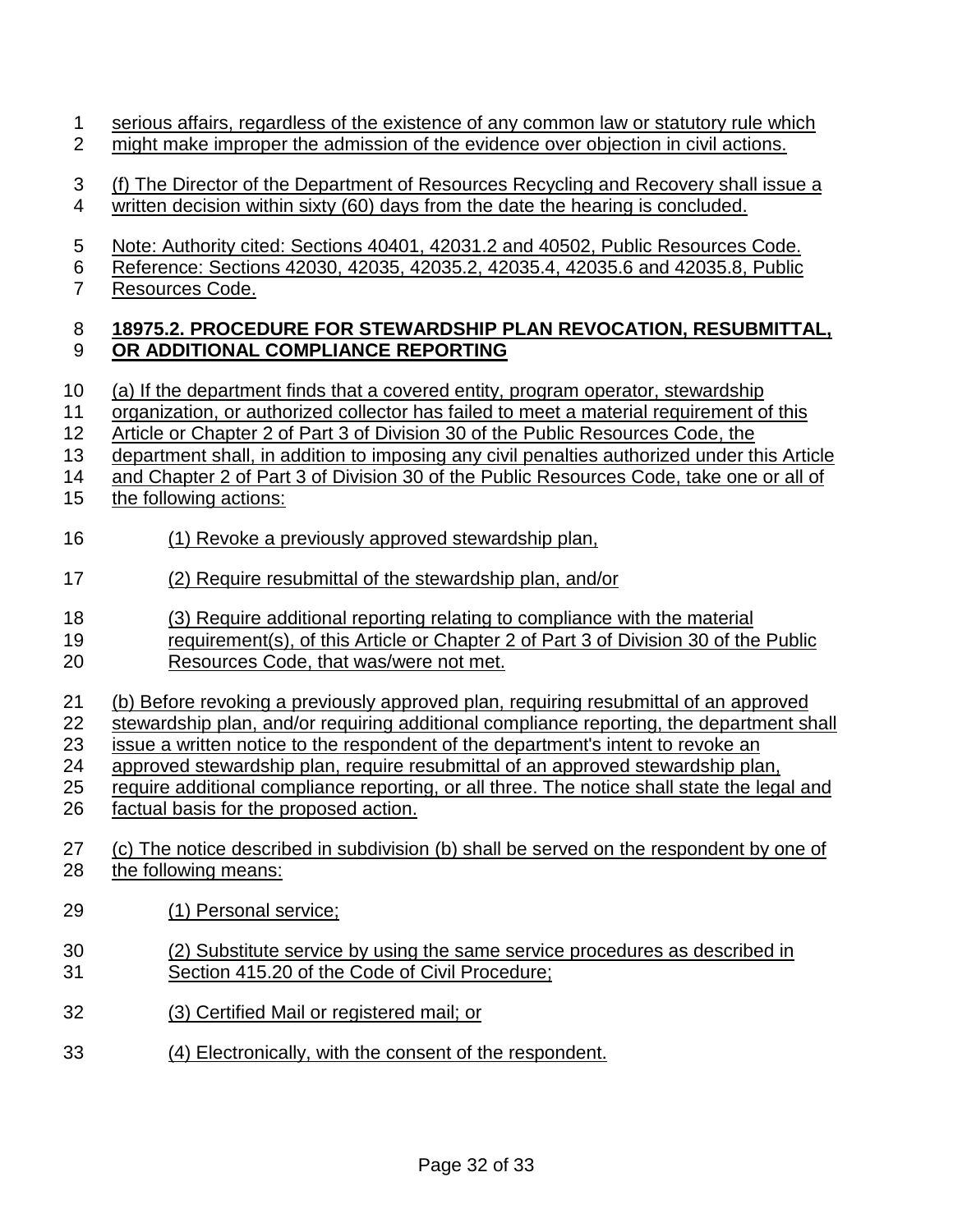serious affairs, regardless of the existence of any common law or statutory rule which might make improper the admission of the evidence over objection in civil actions.

(f) The Director of the Department of Resources Recycling and Recovery shall issue a written decision within sixty (60) days from the date the hearing is concluded.

Note: Authority cited: Sections 40401, 42031.2 and 40502, Public Resources Code. Reference: Sections 42030, 42035, 42035.2, 42035.4, 42035.6 and 42035.8, Public Resources Code.

**18975.2. PROCEDURE FOR STEWARDSHIP PLAN REVOCATION, RESUBMITTAL, OR ADDITIONAL COMPLIANCE REPORTING**

(a) If the department finds that a covered entity, program operator, stewardship organization, or authorized collector has failed to meet a material requirement of this Article or Chapter 2 of Part 3 of Division 30 of the Public Resources Code, the department shall, in addition to imposing any civil penalties authorized under this Article and Chapter 2 of Part 3 of Division 30 of the Public Resources Code, take one or all of the following actions:

(1) Revoke a previously approved stewardship plan,

(2) Require resubmittal of the stewardship plan, and/or

(3) Require additional reporting relating to compliance with the material requirement(s), of this Article or Chapter 2 of Part 3 of Division 30 of the Public Resources Code, that was/were not met.

(b) Before revoking a previously approved plan, requiring resubmittal of an approved stewardship plan, and/or requiring additional compliance reporting, the department shall issue a written notice to the respondent of the department's intent to revoke an approved stewardship plan, require resubmittal of an approved stewardship plan, require additional compliance reporting, or all three. The notice shall state the legal and factual basis for the proposed action.

(c) The notice described in subdivision (b) shall be served on the respondent by one of the following means:

(1) Personal service;

(2) Substitute service by using the same service procedures as described in Section 415.20 of the Code of Civil Procedure;

(3) Certified Mail or registered mail; or

(4) Electronically, with the consent of the respondent.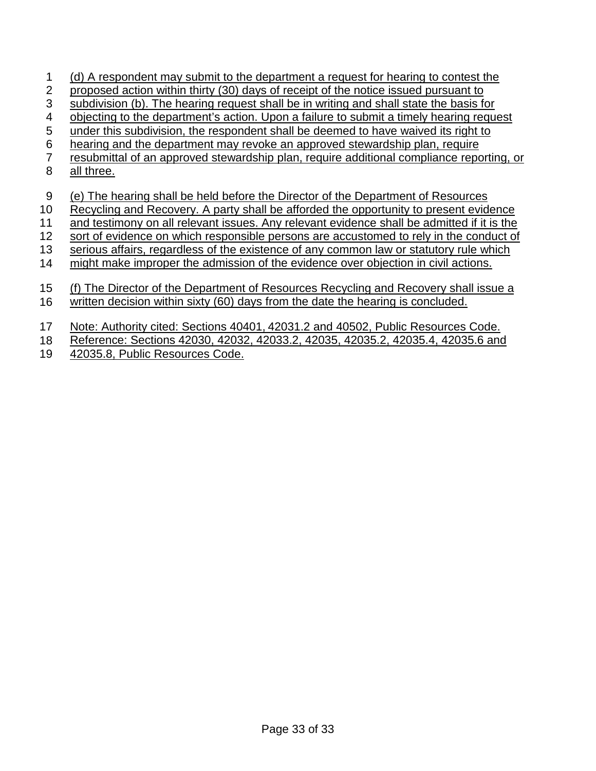(d) A respondent may submit to the department a request for hearing to contest the proposed action within thirty (30) days of receipt of the notice issued pursuant to subdivision (b). The hearing request shall be in writing and shall state the basis for objecting to the department's action. Upon a failure to submit a timely hearing request under this subdivision, the respondent shall be deemed to have waived its right to hearing and the department may revoke an approved stewardship plan, require resubmittal of an approved stewardship plan, require additional compliance reporting, or all three.

(e) The hearing shall be held before the Director of the Department of Resources Recycling and Recovery. A party shall be afforded the opportunity to present evidence and testimony on all relevant issues. Any relevant evidence shall be admitted if it is the sort of evidence on which responsible persons are accustomed to rely in the conduct of serious affairs, regardless of the existence of any common law or statutory rule which might make improper the admission of the evidence over objection in civil actions.

(f) The Director of the Department of Resources Recycling and Recovery shall issue a written decision within sixty (60) days from the date the hearing is concluded.

Note: Authority cited: Sections 40401, 42031.2 and 40502, Public Resources Code. Reference: Sections 42030, 42032, 42033.2, 42035, 42035.2, 42035.4, 42035.6 and 42035.8, Public Resources Code.